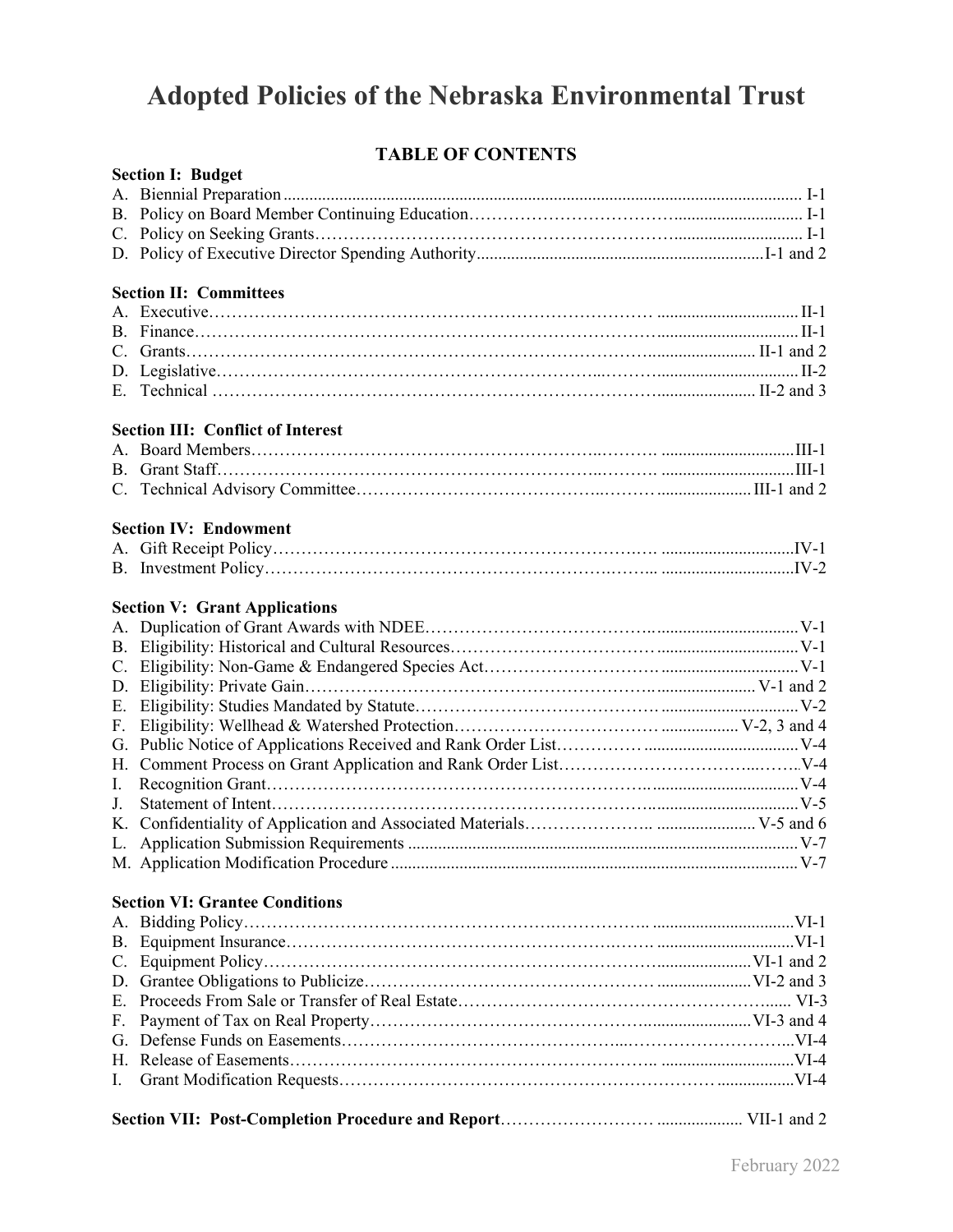# Adopted Policies of the Nebraska Environmental Trust

## TABLE OF CONTENTS

**Section I: Budget**

A. Biennial Preparation ........ I-1
B. Policy on Board Member Continuing Education ........ I-1
C. Policy on Seeking Grants ........ I-1
D. Policy of Executive Director Spending Authority ........ I-1 and 2

**Section II: Committees**

A. Executive ........ II-1
B. Finance ........ II-1
C. Grants ........ II-1 and 2
D. Legislative ........ II-2
E. Technical ........ II-2 and 3

**Section III: Conflict of Interest**

A. Board Members ........ III-1
B. Grant Staff ........ III-1
C. Technical Advisory Committee ........ III-1 and 2

**Section IV: Endowment**

A. Gift Receipt Policy ........ IV-1
B. Investment Policy ........ IV-2

**Section V: Grant Applications**

A. Duplication of Grant Awards with NDEE ........ V-1
B. Eligibility: Historical and Cultural Resources ........ V-1
C. Eligibility: Non-Game & Endangered Species Act ........ V-1
D. Eligibility: Private Gain ........ V-1 and 2
E. Eligibility: Studies Mandated by Statute ........ V-2
F. Eligibility: Wellhead & Watershed Protection ........ V-2, 3 and 4
G. Public Notice of Applications Received and Rank Order List ........ V-4
H. Comment Process on Grant Application and Rank Order List ........ V-4
I. Recognition Grant ........ V-4
J. Statement of Intent ........ V-5
K. Confidentiality of Application and Associated Materials ........ V-5 and 6
L. Application Submission Requirements ........ V-7
M. Application Modification Procedure ........ V-7

**Section VI: Grantee Conditions**

A. Bidding Policy ........ VI-1
B. Equipment Insurance ........ VI-1
C. Equipment Policy ........ VI-1 and 2
D. Grantee Obligations to Publicize ........ VI-2 and 3
E. Proceeds From Sale or Transfer of Real Estate ........ VI-3
F. Payment of Tax on Real Property ........ VI-3 and 4
G. Defense Funds on Easements ........ VI-4
H. Release of Easements ........ VI-4
I. Grant Modification Requests ........ VI-4

**Section VII: Post-Completion Procedure and Report** ........ VII-1 and 2

February 2022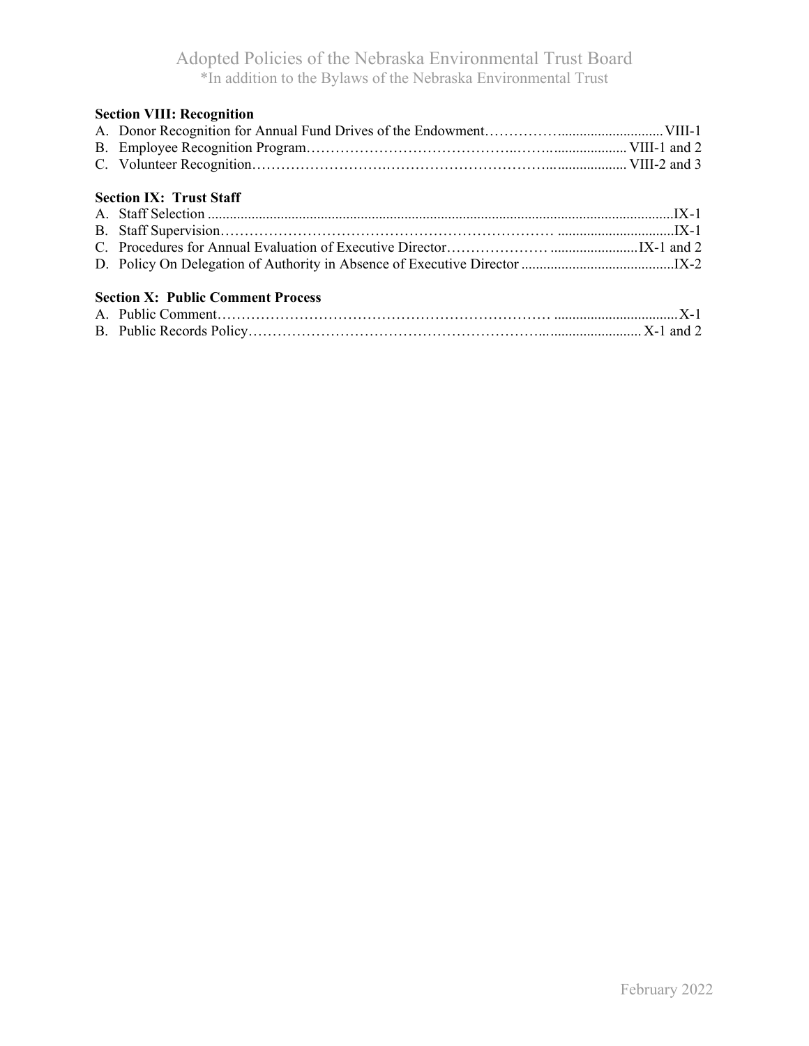**Section VIII: Recognition**

A. Donor Recognition for Annual Fund Drives of the Endowment……………............................VIII-1
B. Employee Recognition Program……………………………………..……................... VIII-1 and 2
C. Volunteer Recognition……………………….…………………………….................... VIII-2 and 3

**Section IX: Trust Staff**

A. Staff Selection ................................................................................................................................IX-1
B. Staff Supervision…………………………………………………………… ...............................IX-1
C. Procedures for Annual Evaluation of Executive Director………………… .......................IX-1 and 2
D. Policy On Delegation of Authority in Absence of Executive Director ..........................................IX-2

**Section X: Public Comment Process**

A. Public Comment…………………………………………………………… .................................X-1
B. Public Records Policy…………………………………………………….......................... X-1 and 2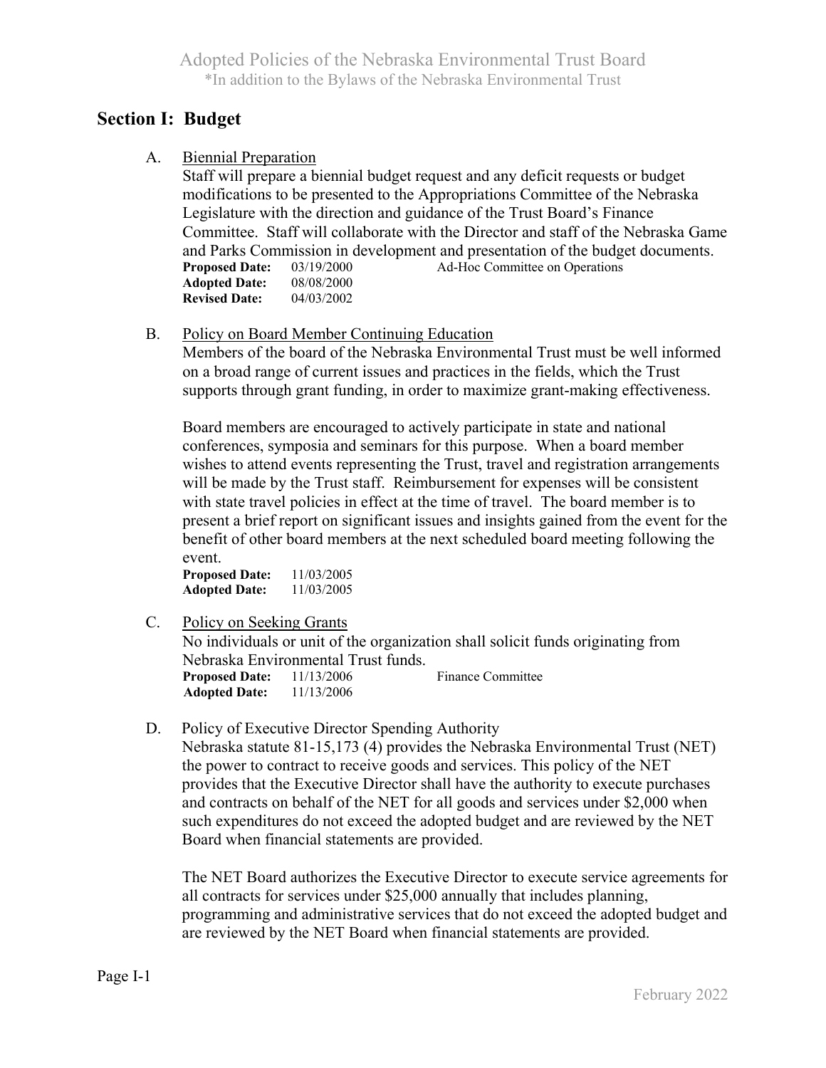## Section I: Budget

A. Biennial Preparation

Staff will prepare a biennial budget request and any deficit requests or budget modifications to be presented to the Appropriations Committee of the Nebraska Legislature with the direction and guidance of the Trust Board's Finance Committee. Staff will collaborate with the Director and staff of the Nebraska Game and Parks Commission in development and presentation of the budget documents.

**Proposed Date:** 03/19/2000 Ad-Hoc Committee on Operations
**Adopted Date:** 08/08/2000
**Revised Date:** 04/03/2002

B. Policy on Board Member Continuing Education

Members of the board of the Nebraska Environmental Trust must be well informed on a broad range of current issues and practices in the fields, which the Trust supports through grant funding, in order to maximize grant-making effectiveness.

Board members are encouraged to actively participate in state and national conferences, symposia and seminars for this purpose. When a board member wishes to attend events representing the Trust, travel and registration arrangements will be made by the Trust staff. Reimbursement for expenses will be consistent with state travel policies in effect at the time of travel. The board member is to present a brief report on significant issues and insights gained from the event for the benefit of other board members at the next scheduled board meeting following the event.

**Proposed Date:** 11/03/2005
**Adopted Date:** 11/03/2005

C. Policy on Seeking Grants

No individuals or unit of the organization shall solicit funds originating from Nebraska Environmental Trust funds.

**Proposed Date:** 11/13/2006 Finance Committee
**Adopted Date:** 11/13/2006

D. Policy of Executive Director Spending Authority

Nebraska statute 81-15,173 (4) provides the Nebraska Environmental Trust (NET) the power to contract to receive goods and services. This policy of the NET provides that the Executive Director shall have the authority to execute purchases and contracts on behalf of the NET for all goods and services under $2,000 when such expenditures do not exceed the adopted budget and are reviewed by the NET Board when financial statements are provided.

The NET Board authorizes the Executive Director to execute service agreements for all contracts for services under $25,000 annually that includes planning, programming and administrative services that do not exceed the adopted budget and are reviewed by the NET Board when financial statements are provided.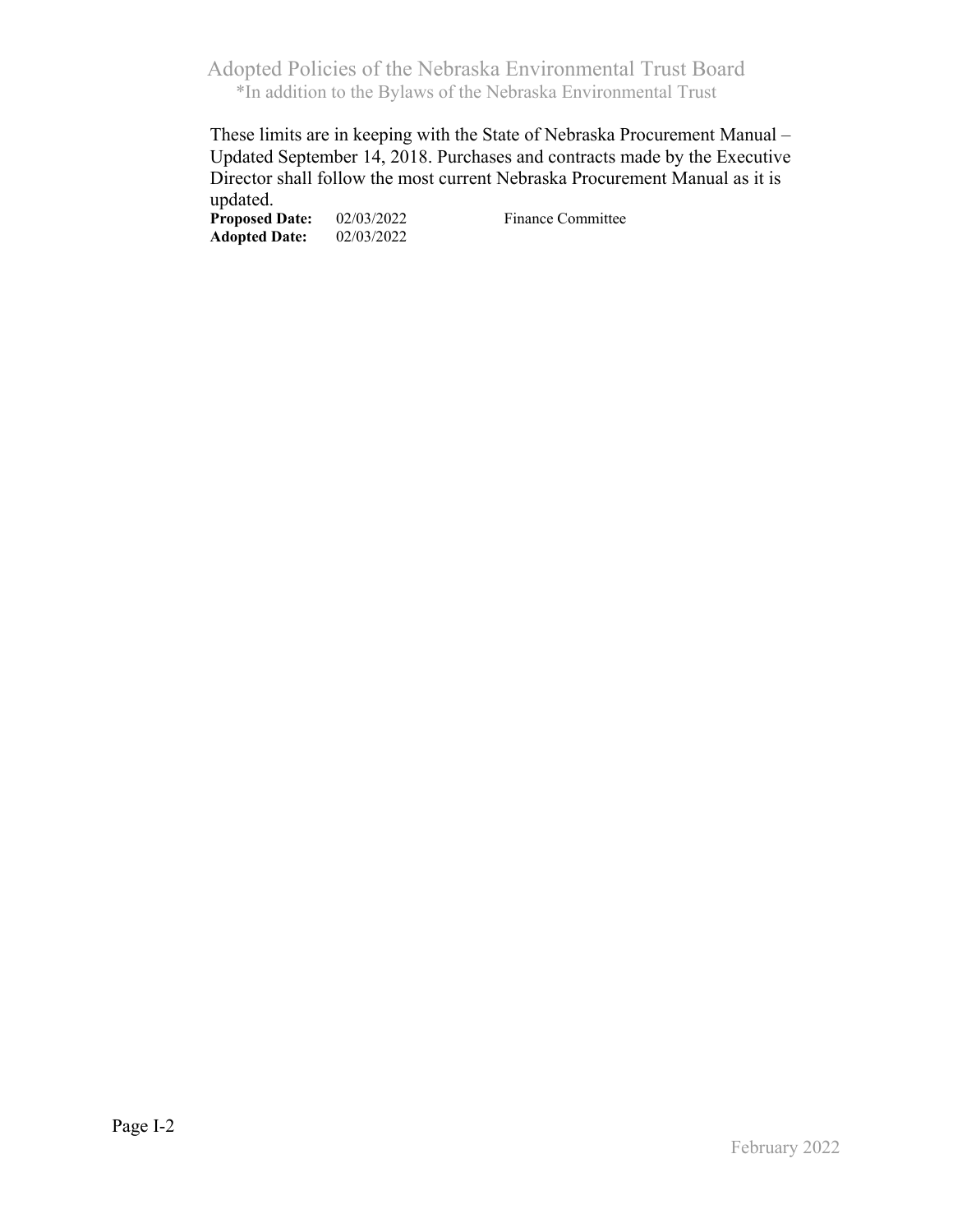These limits are in keeping with the State of Nebraska Procurement Manual – Updated September 14, 2018. Purchases and contracts made by the Executive Director shall follow the most current Nebraska Procurement Manual as it is updated.

**Proposed Date:** 02/03/2022 Finance Committee
**Adopted Date:** 02/03/2022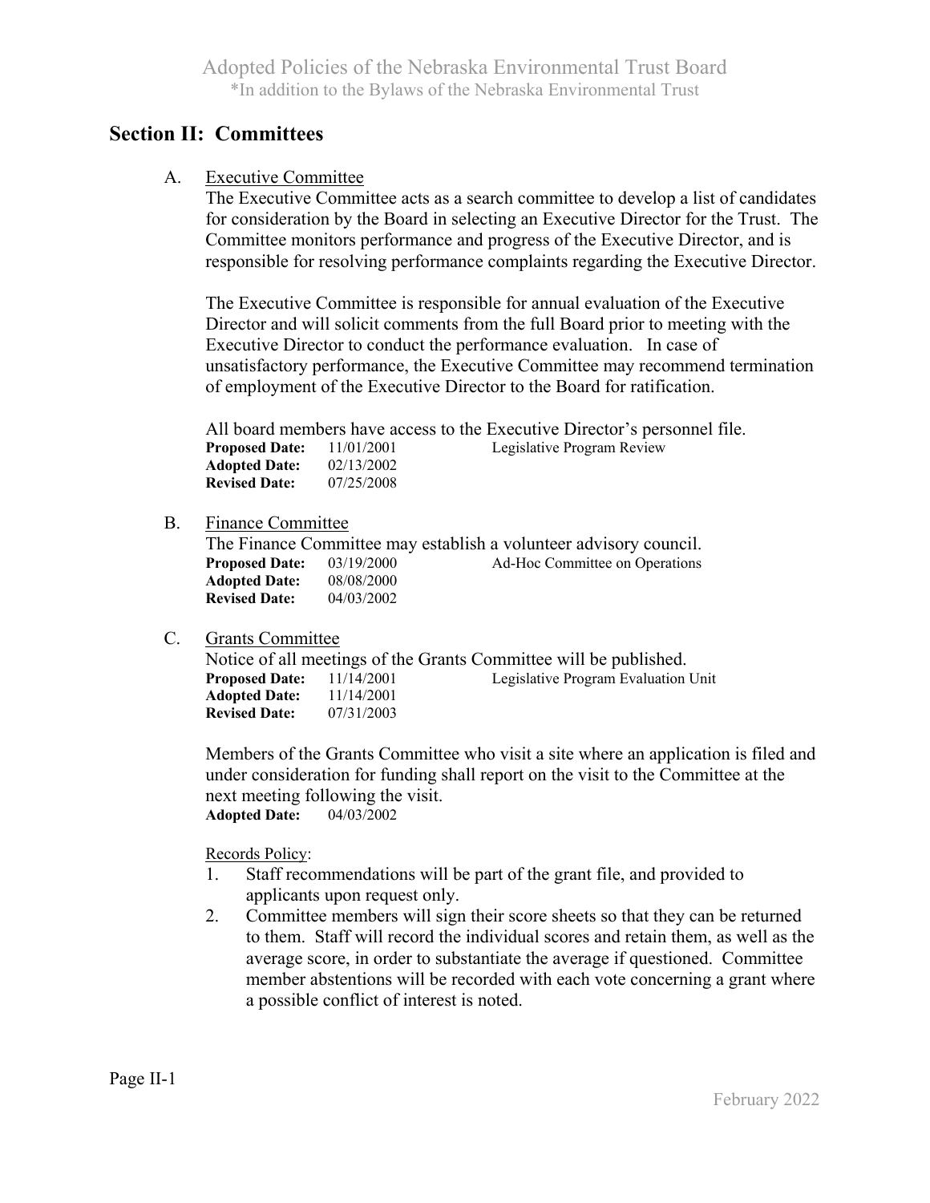## Section II: Committees

A. Executive Committee

The Executive Committee acts as a search committee to develop a list of candidates for consideration by the Board in selecting an Executive Director for the Trust. The Committee monitors performance and progress of the Executive Director, and is responsible for resolving performance complaints regarding the Executive Director.

The Executive Committee is responsible for annual evaluation of the Executive Director and will solicit comments from the full Board prior to meeting with the Executive Director to conduct the performance evaluation. In case of unsatisfactory performance, the Executive Committee may recommend termination of employment of the Executive Director to the Board for ratification.

All board members have access to the Executive Director's personnel file.

**Proposed Date:** 11/01/2001 Legislative Program Review
**Adopted Date:** 02/13/2002
**Revised Date:** 07/25/2008

B. Finance Committee

The Finance Committee may establish a volunteer advisory council.

**Proposed Date:** 03/19/2000 Ad-Hoc Committee on Operations
**Adopted Date:** 08/08/2000
**Revised Date:** 04/03/2002

C. Grants Committee

Notice of all meetings of the Grants Committee will be published.

**Proposed Date:** 11/14/2001 Legislative Program Evaluation Unit
**Adopted Date:** 11/14/2001
**Revised Date:** 07/31/2003

Members of the Grants Committee who visit a site where an application is filed and under consideration for funding shall report on the visit to the Committee at the next meeting following the visit.

**Adopted Date:** 04/03/2002

Records Policy:

1. Staff recommendations will be part of the grant file, and provided to applicants upon request only.
2. Committee members will sign their score sheets so that they can be returned to them. Staff will record the individual scores and retain them, as well as the average score, in order to substantiate the average if questioned. Committee member abstentions will be recorded with each vote concerning a grant where a possible conflict of interest is noted.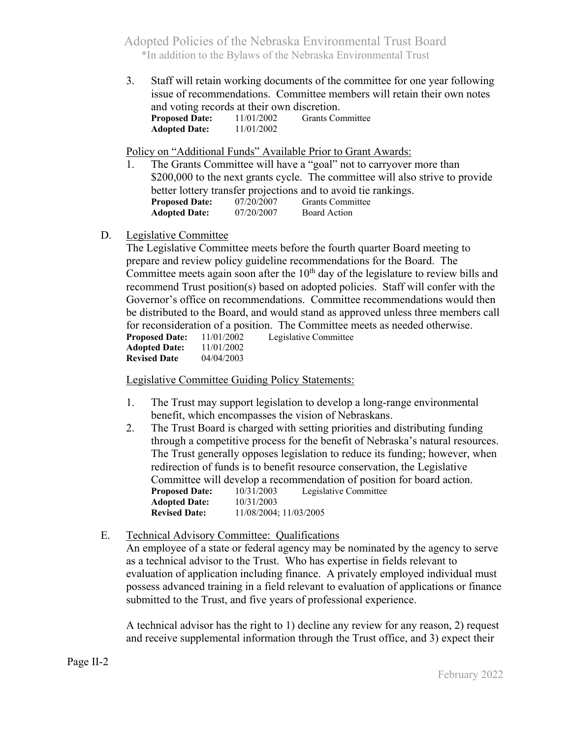3. Staff will retain working documents of the committee for one year following issue of recommendations. Committee members will retain their own notes and voting records at their own discretion.
   **Proposed Date:** 11/01/2002 Grants Committee
   **Adopted Date:** 11/01/2002

Policy on "Additional Funds" Available Prior to Grant Awards:

1. The Grants Committee will have a "goal" not to carryover more than $200,000 to the next grants cycle. The committee will also strive to provide better lottery transfer projections and to avoid tie rankings.
   **Proposed Date:** 07/20/2007 Grants Committee
   **Adopted Date:** 07/20/2007 Board Action

D. Legislative Committee

The Legislative Committee meets before the fourth quarter Board meeting to prepare and review policy guideline recommendations for the Board. The Committee meets again soon after the 10th day of the legislature to review bills and recommend Trust position(s) based on adopted policies. Staff will confer with the Governor's office on recommendations. Committee recommendations would then be distributed to the Board, and would stand as approved unless three members call for reconsideration of a position. The Committee meets as needed otherwise.
**Proposed Date:** 11/01/2002 Legislative Committee
**Adopted Date:** 11/01/2002
**Revised Date** 04/04/2003

Legislative Committee Guiding Policy Statements:

1. The Trust may support legislation to develop a long-range environmental benefit, which encompasses the vision of Nebraskans.
2. The Trust Board is charged with setting priorities and distributing funding through a competitive process for the benefit of Nebraska's natural resources. The Trust generally opposes legislation to reduce its funding; however, when redirection of funds is to benefit resource conservation, the Legislative Committee will develop a recommendation of position for board action.
   **Proposed Date:** 10/31/2003 Legislative Committee
   **Adopted Date:** 10/31/2003
   **Revised Date:** 11/08/2004; 11/03/2005

E. Technical Advisory Committee: Qualifications

An employee of a state or federal agency may be nominated by the agency to serve as a technical advisor to the Trust. Who has expertise in fields relevant to evaluation of application including finance. A privately employed individual must possess advanced training in a field relevant to evaluation of applications or finance submitted to the Trust, and five years of professional experience.

A technical advisor has the right to 1) decline any review for any reason, 2) request and receive supplemental information through the Trust office, and 3) expect their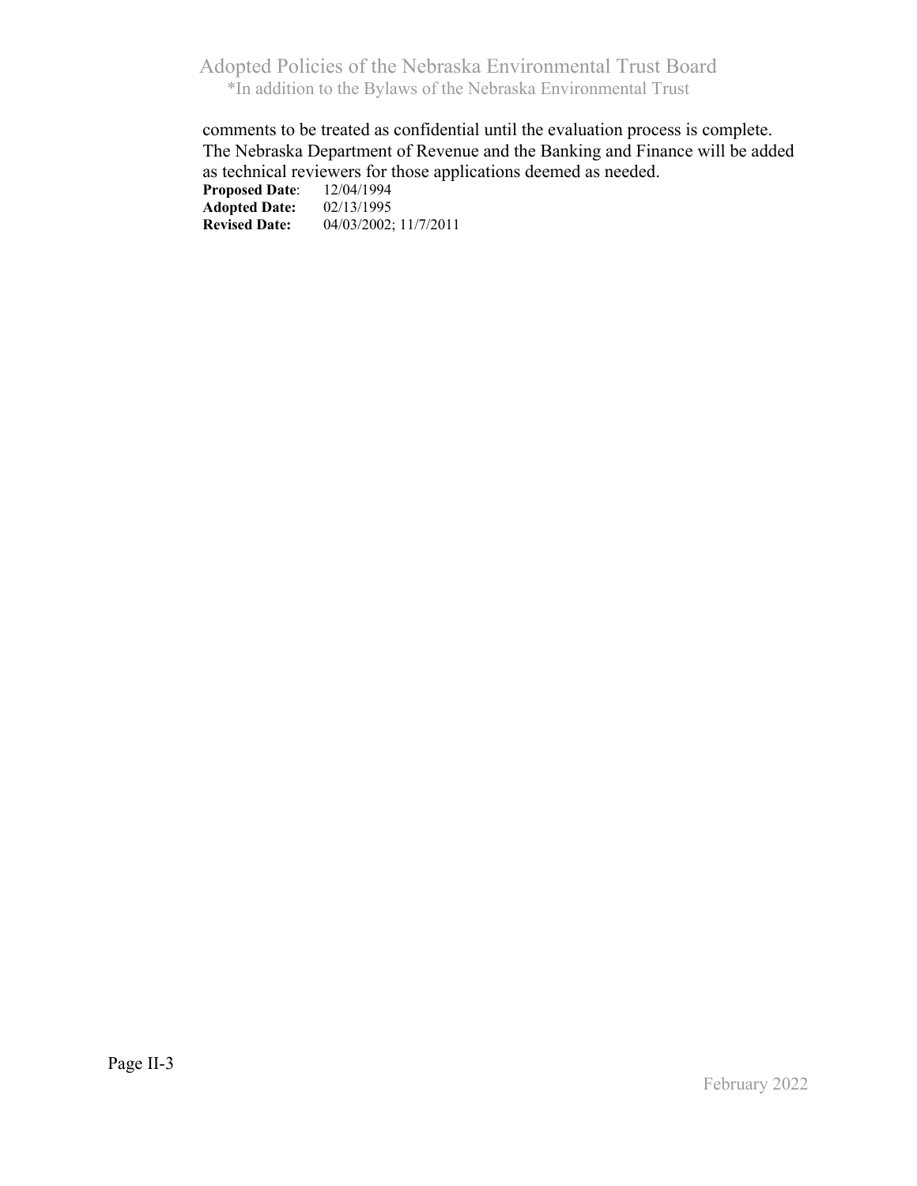comments to be treated as confidential until the evaluation process is complete. The Nebraska Department of Revenue and the Banking and Finance will be added as technical reviewers for those applications deemed as needed.

**Proposed Date**: 12/04/1994
**Adopted Date:** 02/13/1995
**Revised Date:** 04/03/2002; 11/7/2011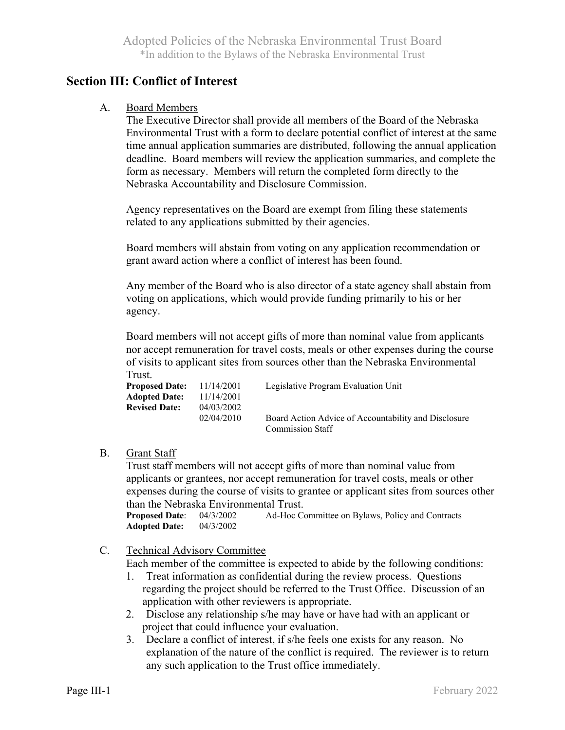## Section III: Conflict of Interest

A. Board Members

The Executive Director shall provide all members of the Board of the Nebraska Environmental Trust with a form to declare potential conflict of interest at the same time annual application summaries are distributed, following the annual application deadline. Board members will review the application summaries, and complete the form as necessary. Members will return the completed form directly to the Nebraska Accountability and Disclosure Commission.

Agency representatives on the Board are exempt from filing these statements related to any applications submitted by their agencies.

Board members will abstain from voting on any application recommendation or grant award action where a conflict of interest has been found.

Any member of the Board who is also director of a state agency shall abstain from voting on applications, which would provide funding primarily to his or her agency.

Board members will not accept gifts of more than nominal value from applicants nor accept remuneration for travel costs, meals or other expenses during the course of visits to applicant sites from sources other than the Nebraska Environmental Trust.

| | | |
|---|---|---|
| **Proposed Date:** | 11/14/2001 | Legislative Program Evaluation Unit |
| **Adopted Date:** | 11/14/2001 | |
| **Revised Date:** | 04/03/2002 | |
| | 02/04/2010 | Board Action Advice of Accountability and Disclosure Commission Staff |

B. Grant Staff

Trust staff members will not accept gifts of more than nominal value from applicants or grantees, nor accept remuneration for travel costs, meals or other expenses during the course of visits to grantee or applicant sites from sources other than the Nebraska Environmental Trust.

| | | |
|---|---|---|
| **Proposed Date**: | 04/3/2002 | Ad-Hoc Committee on Bylaws, Policy and Contracts |
| **Adopted Date:** | 04/3/2002 | |

C. Technical Advisory Committee

Each member of the committee is expected to abide by the following conditions:

1. Treat information as confidential during the review process. Questions regarding the project should be referred to the Trust Office. Discussion of an application with other reviewers is appropriate.
2. Disclose any relationship s/he may have or have had with an applicant or project that could influence your evaluation.
3. Declare a conflict of interest, if s/he feels one exists for any reason. No explanation of the nature of the conflict is required. The reviewer is to return any such application to the Trust office immediately.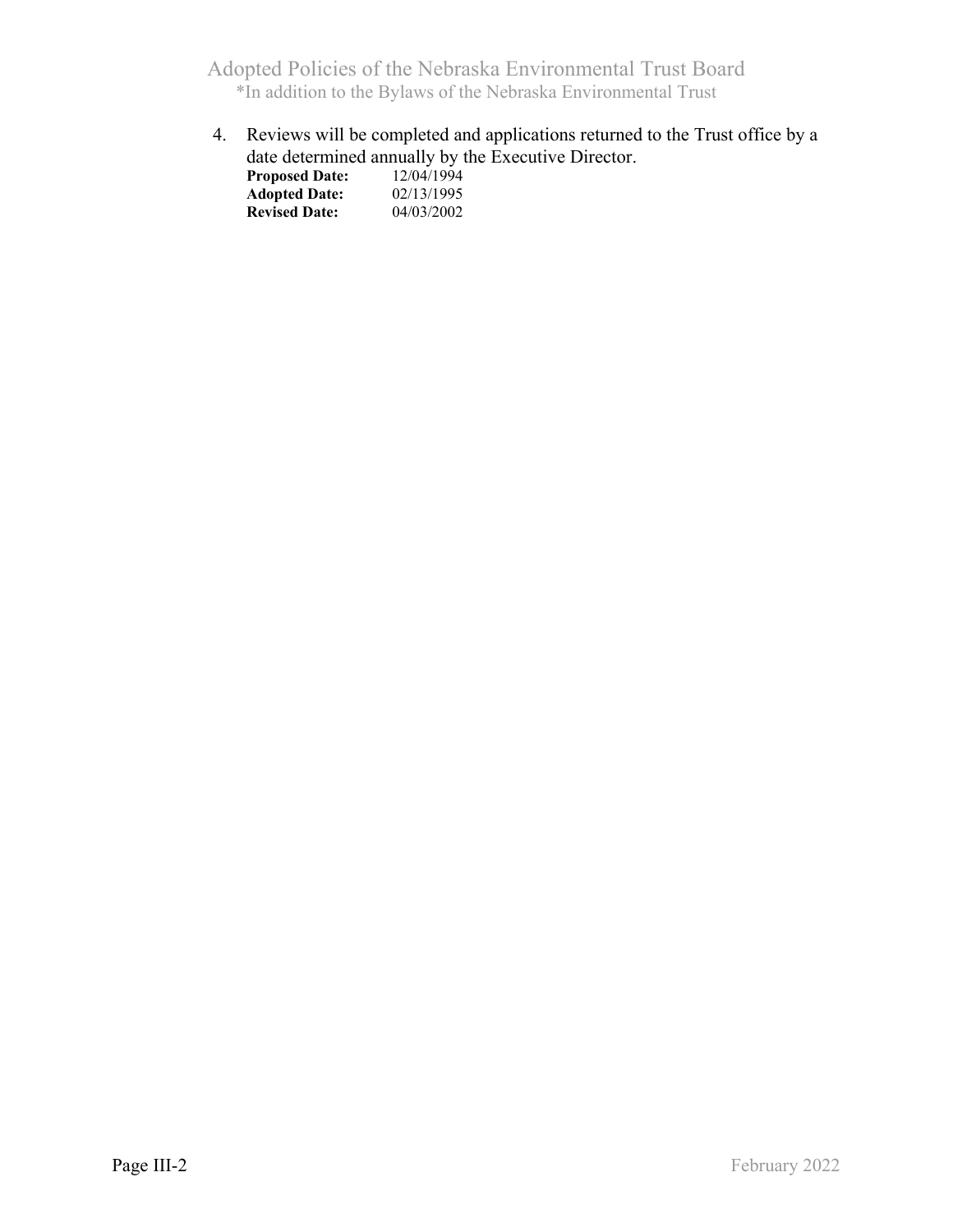4. Reviews will be completed and applications returned to the Trust office by a date determined annually by the Executive Director.

   **Proposed Date:** 12/04/1994
   **Adopted Date:** 02/13/1995
   **Revised Date:** 04/03/2002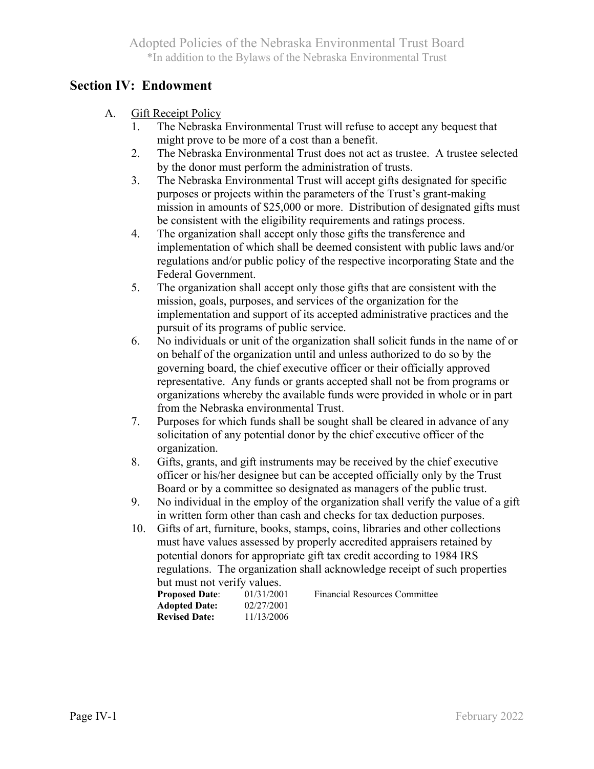## Section IV: Endowment

A. Gift Receipt Policy

1. The Nebraska Environmental Trust will refuse to accept any bequest that might prove to be more of a cost than a benefit.
2. The Nebraska Environmental Trust does not act as trustee. A trustee selected by the donor must perform the administration of trusts.
3. The Nebraska Environmental Trust will accept gifts designated for specific purposes or projects within the parameters of the Trust's grant-making mission in amounts of $25,000 or more. Distribution of designated gifts must be consistent with the eligibility requirements and ratings process.
4. The organization shall accept only those gifts the transference and implementation of which shall be deemed consistent with public laws and/or regulations and/or public policy of the respective incorporating State and the Federal Government.
5. The organization shall accept only those gifts that are consistent with the mission, goals, purposes, and services of the organization for the implementation and support of its accepted administrative practices and the pursuit of its programs of public service.
6. No individuals or unit of the organization shall solicit funds in the name of or on behalf of the organization until and unless authorized to do so by the governing board, the chief executive officer or their officially approved representative. Any funds or grants accepted shall not be from programs or organizations whereby the available funds were provided in whole or in part from the Nebraska environmental Trust.
7. Purposes for which funds shall be sought shall be cleared in advance of any solicitation of any potential donor by the chief executive officer of the organization.
8. Gifts, grants, and gift instruments may be received by the chief executive officer or his/her designee but can be accepted officially only by the Trust Board or by a committee so designated as managers of the public trust.
9. No individual in the employ of the organization shall verify the value of a gift in written form other than cash and checks for tax deduction purposes.
10. Gifts of art, furniture, books, stamps, coins, libraries and other collections must have values assessed by properly accredited appraisers retained by potential donors for appropriate gift tax credit according to 1984 IRS regulations. The organization shall acknowledge receipt of such properties but must not verify values.

**Proposed Date**: 01/31/2001 Financial Resources Committee
**Adopted Date:** 02/27/2001
**Revised Date:** 11/13/2006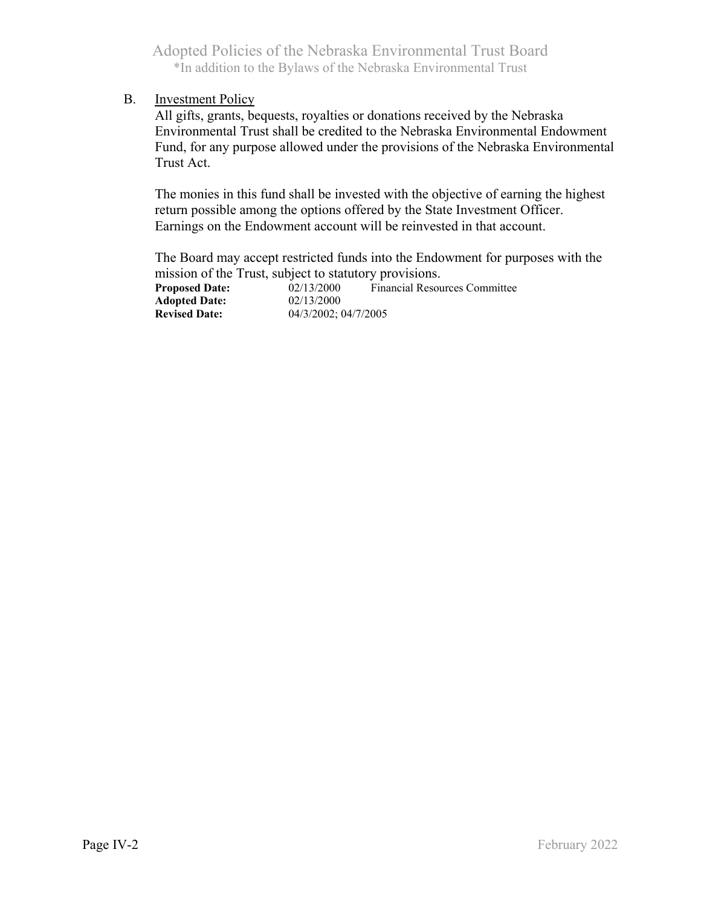B. <u>Investment Policy</u>

All gifts, grants, bequests, royalties or donations received by the Nebraska Environmental Trust shall be credited to the Nebraska Environmental Endowment Fund, for any purpose allowed under the provisions of the Nebraska Environmental Trust Act.

The monies in this fund shall be invested with the objective of earning the highest return possible among the options offered by the State Investment Officer. Earnings on the Endowment account will be reinvested in that account.

The Board may accept restricted funds into the Endowment for purposes with the mission of the Trust, subject to statutory provisions.

**Proposed Date:** 02/13/2000 Financial Resources Committee
**Adopted Date:** 02/13/2000
**Revised Date:** 04/3/2002; 04/7/2005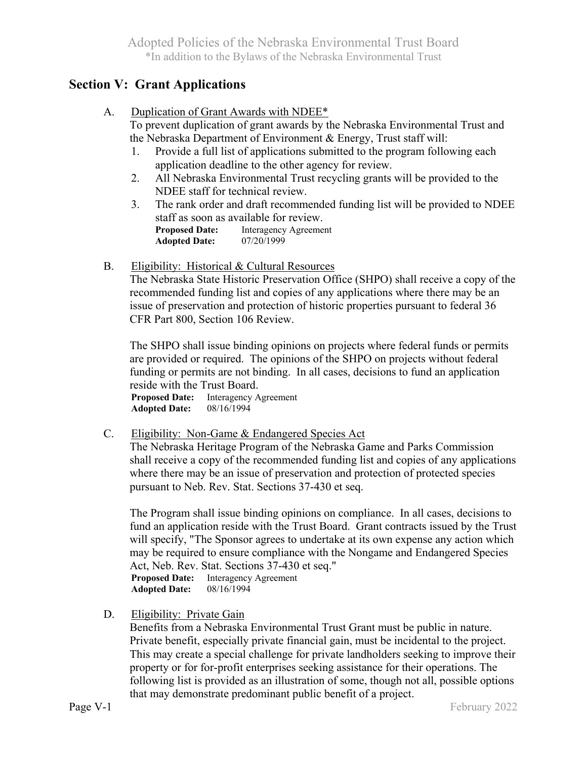## Section V: Grant Applications

A. <u>Duplication of Grant Awards with NDEE*</u>

To prevent duplication of grant awards by the Nebraska Environmental Trust and the Nebraska Department of Environment & Energy, Trust staff will:

1. Provide a full list of applications submitted to the program following each application deadline to the other agency for review.
2. All Nebraska Environmental Trust recycling grants will be provided to the NDEE staff for technical review.
3. The rank order and draft recommended funding list will be provided to NDEE staff as soon as available for review.

**Proposed Date:** Interagency Agreement
**Adopted Date:** 07/20/1999

B. <u>Eligibility: Historical & Cultural Resources</u>

The Nebraska State Historic Preservation Office (SHPO) shall receive a copy of the recommended funding list and copies of any applications where there may be an issue of preservation and protection of historic properties pursuant to federal 36 CFR Part 800, Section 106 Review.

The SHPO shall issue binding opinions on projects where federal funds or permits are provided or required. The opinions of the SHPO on projects without federal funding or permits are not binding. In all cases, decisions to fund an application reside with the Trust Board.

**Proposed Date:** Interagency Agreement
**Adopted Date:** 08/16/1994

C. <u>Eligibility: Non-Game & Endangered Species Act</u>

The Nebraska Heritage Program of the Nebraska Game and Parks Commission shall receive a copy of the recommended funding list and copies of any applications where there may be an issue of preservation and protection of protected species pursuant to Neb. Rev. Stat. Sections 37-430 et seq.

The Program shall issue binding opinions on compliance. In all cases, decisions to fund an application reside with the Trust Board. Grant contracts issued by the Trust will specify, "The Sponsor agrees to undertake at its own expense any action which may be required to ensure compliance with the Nongame and Endangered Species Act, Neb. Rev. Stat. Sections 37-430 et seq."

**Proposed Date:** Interagency Agreement
**Adopted Date:** 08/16/1994

D. <u>Eligibility: Private Gain</u>

Benefits from a Nebraska Environmental Trust Grant must be public in nature. Private benefit, especially private financial gain, must be incidental to the project. This may create a special challenge for private landholders seeking to improve their property or for for-profit enterprises seeking assistance for their operations. The following list is provided as an illustration of some, though not all, possible options that may demonstrate predominant public benefit of a project.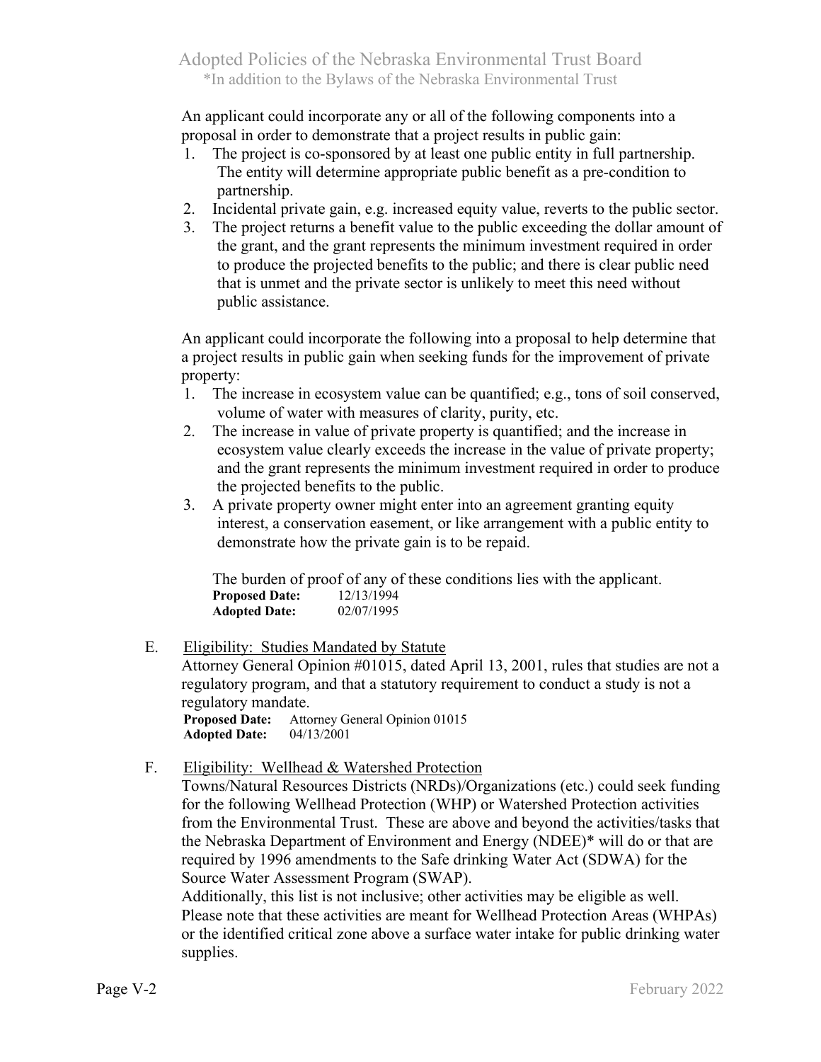An applicant could incorporate any or all of the following components into a proposal in order to demonstrate that a project results in public gain:

1. The project is co-sponsored by at least one public entity in full partnership. The entity will determine appropriate public benefit as a pre-condition to partnership.
2. Incidental private gain, e.g. increased equity value, reverts to the public sector.
3. The project returns a benefit value to the public exceeding the dollar amount of the grant, and the grant represents the minimum investment required in order to produce the projected benefits to the public; and there is clear public need that is unmet and the private sector is unlikely to meet this need without public assistance.

An applicant could incorporate the following into a proposal to help determine that a project results in public gain when seeking funds for the improvement of private property:

1. The increase in ecosystem value can be quantified; e.g., tons of soil conserved, volume of water with measures of clarity, purity, etc.
2. The increase in value of private property is quantified; and the increase in ecosystem value clearly exceeds the increase in the value of private property; and the grant represents the minimum investment required in order to produce the projected benefits to the public.
3. A private property owner might enter into an agreement granting equity interest, a conservation easement, or like arrangement with a public entity to demonstrate how the private gain is to be repaid.

The burden of proof of any of these conditions lies with the applicant.

**Proposed Date:** 12/13/1994
**Adopted Date:** 02/07/1995

E. Eligibility: Studies Mandated by Statute

Attorney General Opinion #01015, dated April 13, 2001, rules that studies are not a regulatory program, and that a statutory requirement to conduct a study is not a regulatory mandate.

**Proposed Date:** Attorney General Opinion 01015
**Adopted Date:** 04/13/2001

F. Eligibility: Wellhead & Watershed Protection

Towns/Natural Resources Districts (NRDs)/Organizations (etc.) could seek funding for the following Wellhead Protection (WHP) or Watershed Protection activities from the Environmental Trust. These are above and beyond the activities/tasks that the Nebraska Department of Environment and Energy (NDEE)* will do or that are required by 1996 amendments to the Safe drinking Water Act (SDWA) for the Source Water Assessment Program (SWAP).

Additionally, this list is not inclusive; other activities may be eligible as well. Please note that these activities are meant for Wellhead Protection Areas (WHPAs) or the identified critical zone above a surface water intake for public drinking water supplies.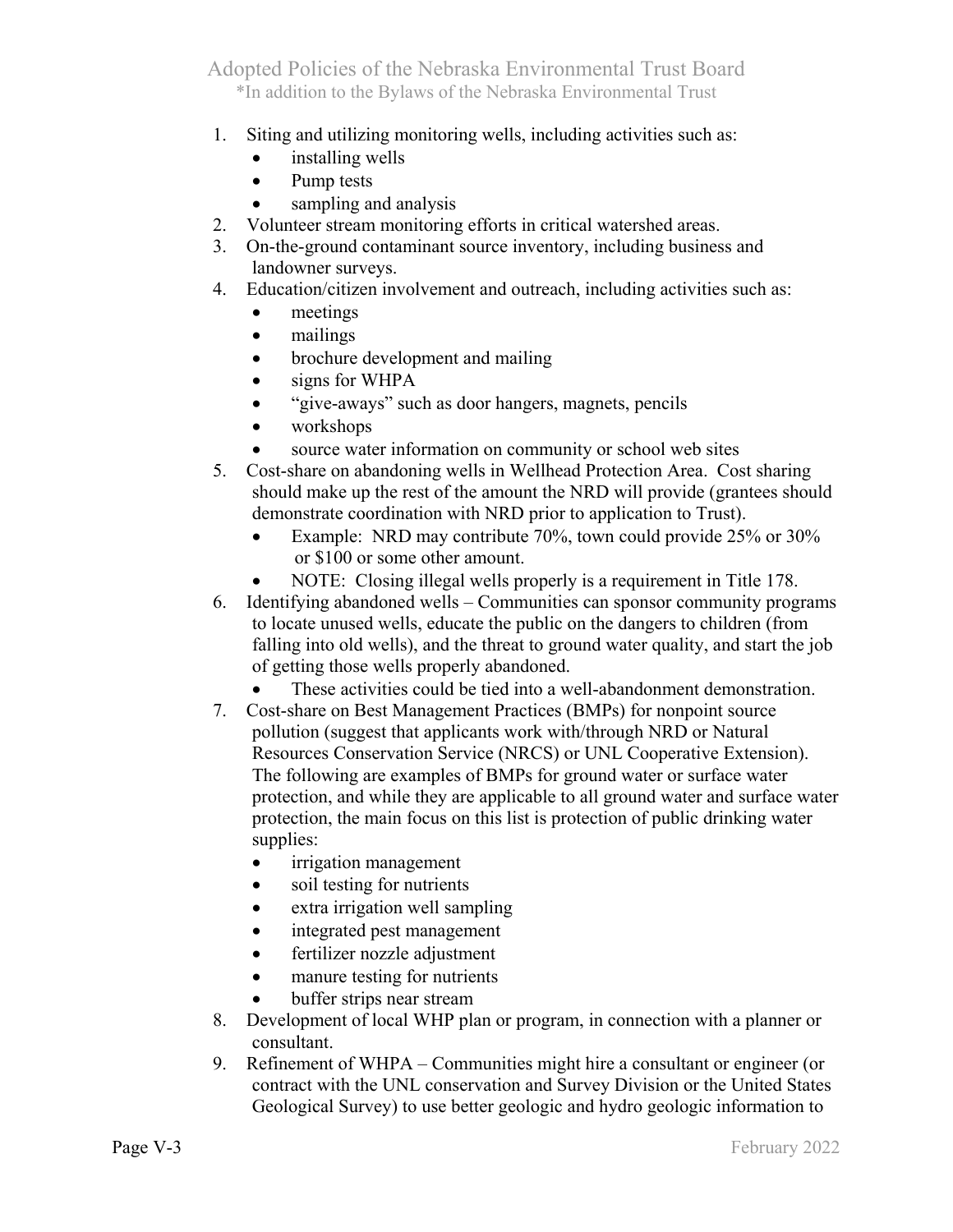1. Siting and utilizing monitoring wells, including activities such as:
   - installing wells
   - Pump tests
   - sampling and analysis
2. Volunteer stream monitoring efforts in critical watershed areas.
3. On-the-ground contaminant source inventory, including business and landowner surveys.
4. Education/citizen involvement and outreach, including activities such as:
   - meetings
   - mailings
   - brochure development and mailing
   - signs for WHPA
   - "give-aways" such as door hangers, magnets, pencils
   - workshops
   - source water information on community or school web sites
5. Cost-share on abandoning wells in Wellhead Protection Area. Cost sharing should make up the rest of the amount the NRD will provide (grantees should demonstrate coordination with NRD prior to application to Trust).
   - Example: NRD may contribute 70%, town could provide 25% or 30% or $100 or some other amount.
   - NOTE: Closing illegal wells properly is a requirement in Title 178.
6. Identifying abandoned wells – Communities can sponsor community programs to locate unused wells, educate the public on the dangers to children (from falling into old wells), and the threat to ground water quality, and start the job of getting those wells properly abandoned.
   - These activities could be tied into a well-abandonment demonstration.
7. Cost-share on Best Management Practices (BMPs) for nonpoint source pollution (suggest that applicants work with/through NRD or Natural Resources Conservation Service (NRCS) or UNL Cooperative Extension). The following are examples of BMPs for ground water or surface water protection, and while they are applicable to all ground water and surface water protection, the main focus on this list is protection of public drinking water supplies:
   - irrigation management
   - soil testing for nutrients
   - extra irrigation well sampling
   - integrated pest management
   - fertilizer nozzle adjustment
   - manure testing for nutrients
   - buffer strips near stream
8. Development of local WHP plan or program, in connection with a planner or consultant.
9. Refinement of WHPA – Communities might hire a consultant or engineer (or contract with the UNL conservation and Survey Division or the United States Geological Survey) to use better geologic and hydro geologic information to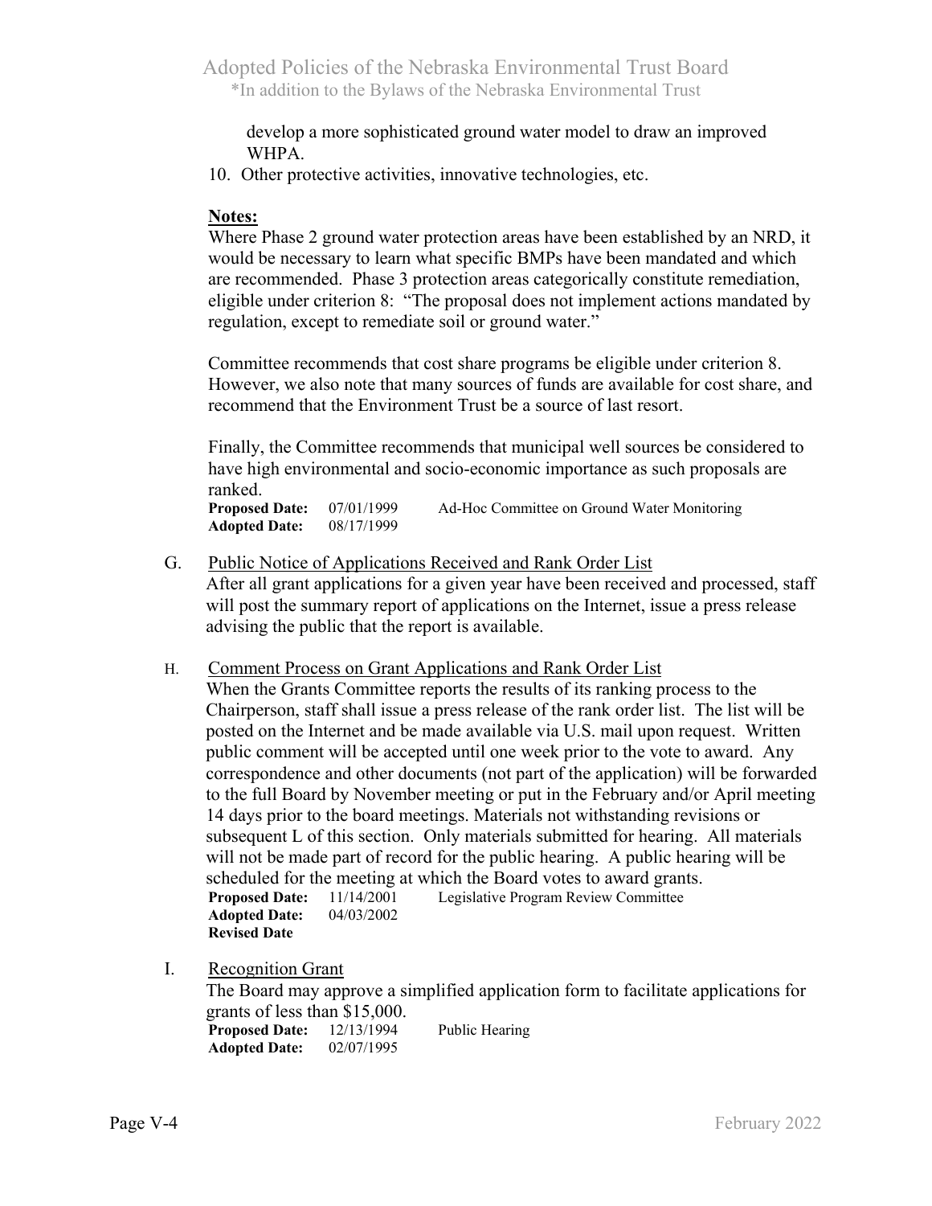develop a more sophisticated ground water model to draw an improved WHPA.

10. Other protective activities, innovative technologies, etc.

**Notes:**

Where Phase 2 ground water protection areas have been established by an NRD, it would be necessary to learn what specific BMPs have been mandated and which are recommended. Phase 3 protection areas categorically constitute remediation, eligible under criterion 8: "The proposal does not implement actions mandated by regulation, except to remediate soil or ground water."

Committee recommends that cost share programs be eligible under criterion 8. However, we also note that many sources of funds are available for cost share, and recommend that the Environment Trust be a source of last resort.

Finally, the Committee recommends that municipal well sources be considered to have high environmental and socio-economic importance as such proposals are ranked.

**Proposed Date:** 07/01/1999 Ad-Hoc Committee on Ground Water Monitoring
**Adopted Date:** 08/17/1999

G. Public Notice of Applications Received and Rank Order List

After all grant applications for a given year have been received and processed, staff will post the summary report of applications on the Internet, issue a press release advising the public that the report is available.

H. Comment Process on Grant Applications and Rank Order List

When the Grants Committee reports the results of its ranking process to the Chairperson, staff shall issue a press release of the rank order list. The list will be posted on the Internet and be made available via U.S. mail upon request. Written public comment will be accepted until one week prior to the vote to award. Any correspondence and other documents (not part of the application) will be forwarded to the full Board by November meeting or put in the February and/or April meeting 14 days prior to the board meetings. Materials not withstanding revisions or subsequent L of this section. Only materials submitted for hearing. All materials will not be made part of record for the public hearing. A public hearing will be scheduled for the meeting at which the Board votes to award grants.

**Proposed Date:** 11/14/2001 Legislative Program Review Committee
**Adopted Date:** 04/03/2002
**Revised Date**

I. Recognition Grant

The Board may approve a simplified application form to facilitate applications for grants of less than $15,000.

**Proposed Date:** 12/13/1994 Public Hearing
**Adopted Date:** 02/07/1995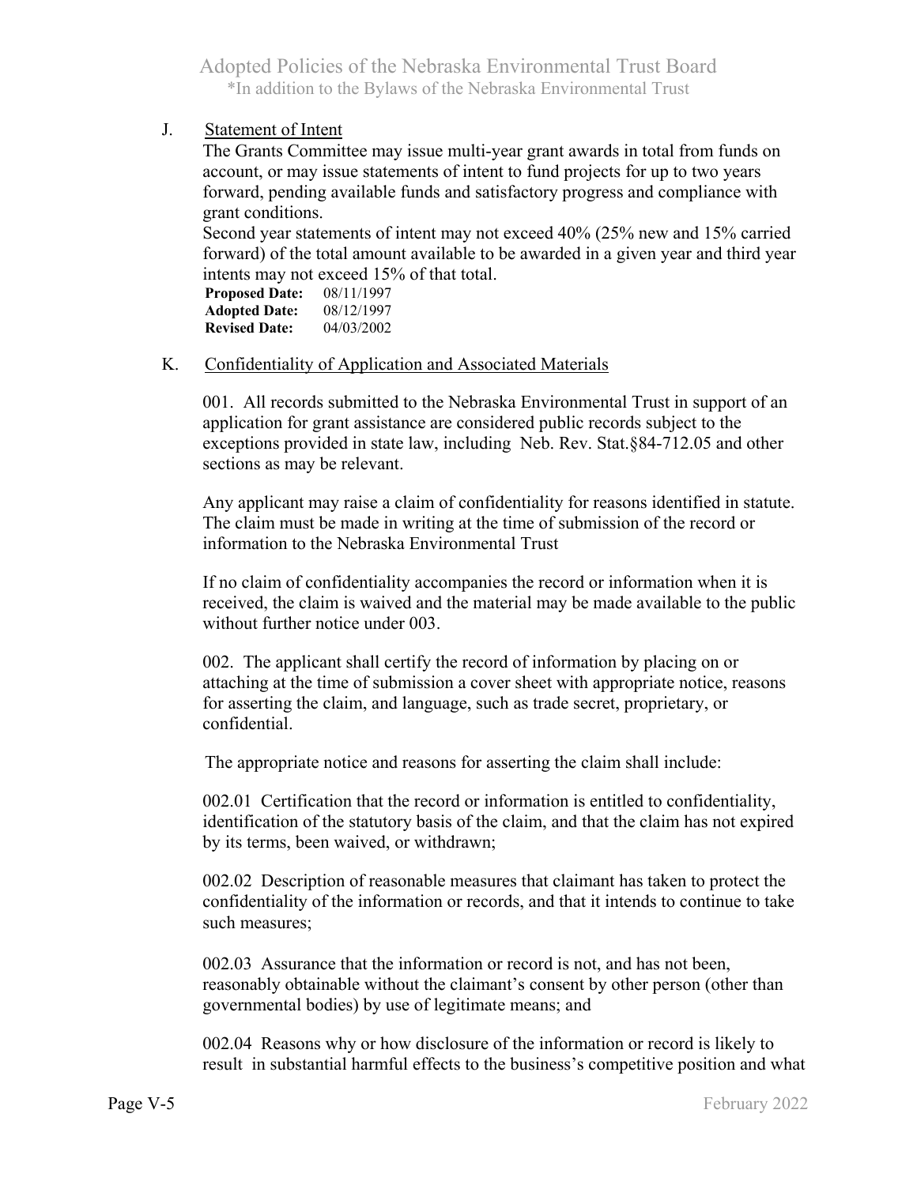J. <u>Statement of Intent</u>

The Grants Committee may issue multi-year grant awards in total from funds on account, or may issue statements of intent to fund projects for up to two years forward, pending available funds and satisfactory progress and compliance with grant conditions.

Second year statements of intent may not exceed 40% (25% new and 15% carried forward) of the total amount available to be awarded in a given year and third year intents may not exceed 15% of that total.

**Proposed Date:** 08/11/1997
**Adopted Date:** 08/12/1997
**Revised Date:** 04/03/2002

K. <u>Confidentiality of Application and Associated Materials</u>

001. All records submitted to the Nebraska Environmental Trust in support of an application for grant assistance are considered public records subject to the exceptions provided in state law, including Neb. Rev. Stat.§84-712.05 and other sections as may be relevant.

Any applicant may raise a claim of confidentiality for reasons identified in statute. The claim must be made in writing at the time of submission of the record or information to the Nebraska Environmental Trust

If no claim of confidentiality accompanies the record or information when it is received, the claim is waived and the material may be made available to the public without further notice under 003.

002. The applicant shall certify the record of information by placing on or attaching at the time of submission a cover sheet with appropriate notice, reasons for asserting the claim, and language, such as trade secret, proprietary, or confidential.

The appropriate notice and reasons for asserting the claim shall include:

002.01 Certification that the record or information is entitled to confidentiality, identification of the statutory basis of the claim, and that the claim has not expired by its terms, been waived, or withdrawn;

002.02 Description of reasonable measures that claimant has taken to protect the confidentiality of the information or records, and that it intends to continue to take such measures;

002.03 Assurance that the information or record is not, and has not been, reasonably obtainable without the claimant's consent by other person (other than governmental bodies) by use of legitimate means; and

002.04 Reasons why or how disclosure of the information or record is likely to result in substantial harmful effects to the business's competitive position and what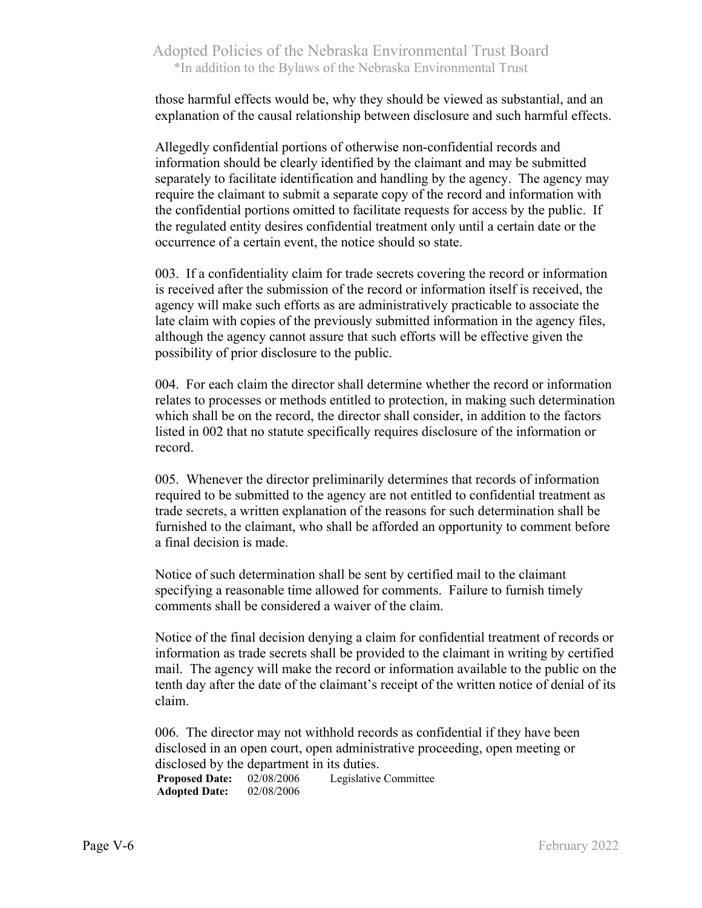those harmful effects would be, why they should be viewed as substantial, and an explanation of the causal relationship between disclosure and such harmful effects.

Allegedly confidential portions of otherwise non-confidential records and information should be clearly identified by the claimant and may be submitted separately to facilitate identification and handling by the agency. The agency may require the claimant to submit a separate copy of the record and information with the confidential portions omitted to facilitate requests for access by the public. If the regulated entity desires confidential treatment only until a certain date or the occurrence of a certain event, the notice should so state.

003. If a confidentiality claim for trade secrets covering the record or information is received after the submission of the record or information itself is received, the agency will make such efforts as are administratively practicable to associate the late claim with copies of the previously submitted information in the agency files, although the agency cannot assure that such efforts will be effective given the possibility of prior disclosure to the public.

004. For each claim the director shall determine whether the record or information relates to processes or methods entitled to protection, in making such determination which shall be on the record, the director shall consider, in addition to the factors listed in 002 that no statute specifically requires disclosure of the information or record.

005. Whenever the director preliminarily determines that records of information required to be submitted to the agency are not entitled to confidential treatment as trade secrets, a written explanation of the reasons for such determination shall be furnished to the claimant, who shall be afforded an opportunity to comment before a final decision is made.

Notice of such determination shall be sent by certified mail to the claimant specifying a reasonable time allowed for comments. Failure to furnish timely comments shall be considered a waiver of the claim.

Notice of the final decision denying a claim for confidential treatment of records or information as trade secrets shall be provided to the claimant in writing by certified mail. The agency will make the record or information available to the public on the tenth day after the date of the claimant's receipt of the written notice of denial of its claim.

006. The director may not withhold records as confidential if they have been disclosed in an open court, open administrative proceeding, open meeting or disclosed by the department in its duties.

**Proposed Date:** 02/08/2006 Legislative Committee
**Adopted Date:** 02/08/2006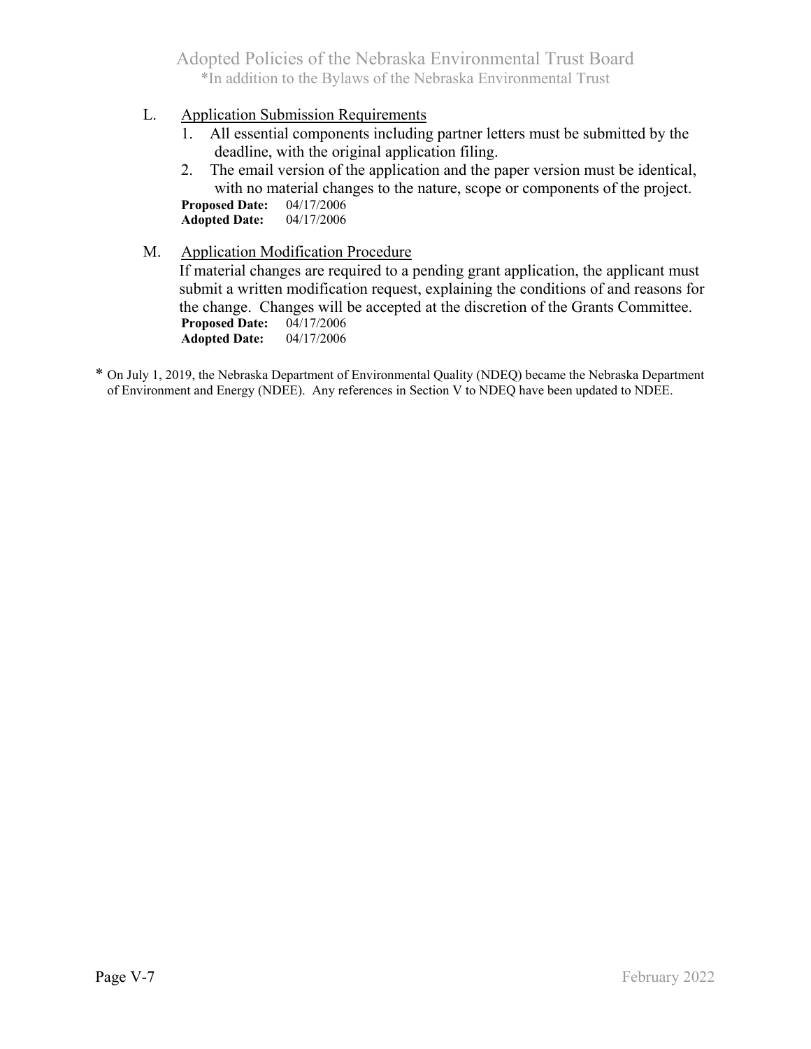L. <u>Application Submission Requirements</u>

1. All essential components including partner letters must be submitted by the deadline, with the original application filing.
2. The email version of the application and the paper version must be identical, with no material changes to the nature, scope or components of the project.

**Proposed Date:** 04/17/2006
**Adopted Date:** 04/17/2006

M. <u>Application Modification Procedure</u>

If material changes are required to a pending grant application, the applicant must submit a written modification request, explaining the conditions of and reasons for the change. Changes will be accepted at the discretion of the Grants Committee.

**Proposed Date:** 04/17/2006
**Adopted Date:** 04/17/2006

* On July 1, 2019, the Nebraska Department of Environmental Quality (NDEQ) became the Nebraska Department of Environment and Energy (NDEE). Any references in Section V to NDEQ have been updated to NDEE.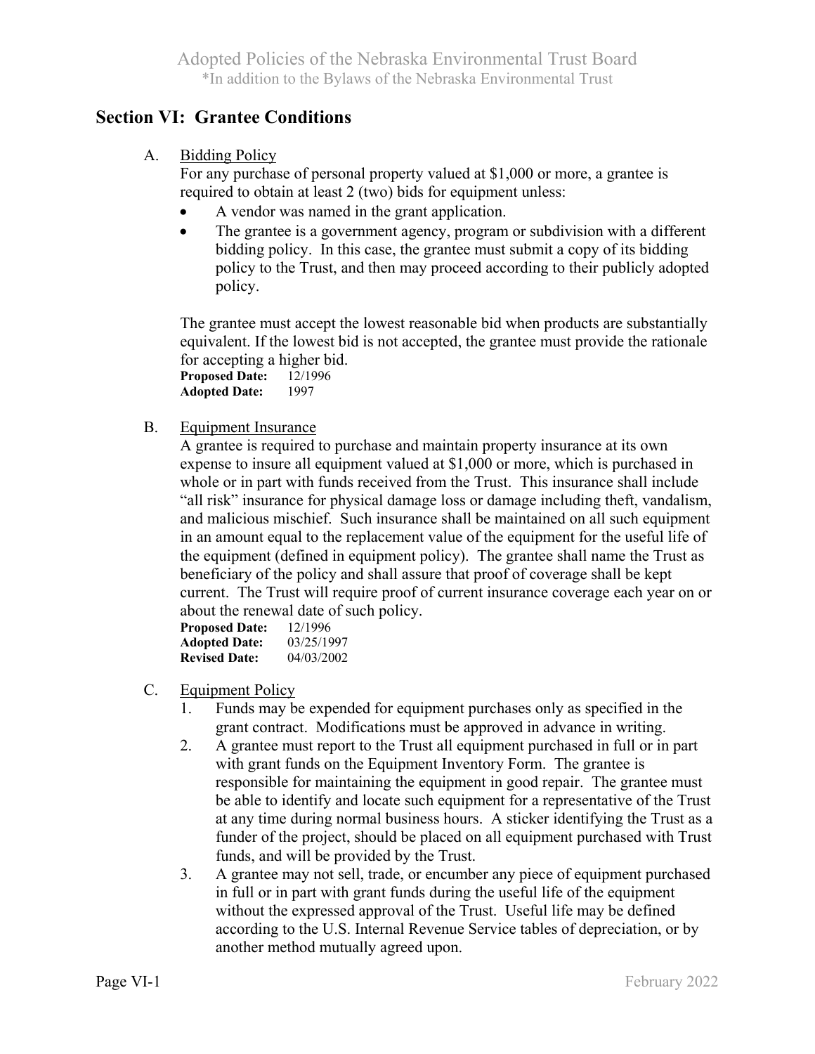## Section VI: Grantee Conditions

A. Bidding Policy

For any purchase of personal property valued at $1,000 or more, a grantee is required to obtain at least 2 (two) bids for equipment unless:

- A vendor was named in the grant application.
- The grantee is a government agency, program or subdivision with a different bidding policy. In this case, the grantee must submit a copy of its bidding policy to the Trust, and then may proceed according to their publicly adopted policy.

The grantee must accept the lowest reasonable bid when products are substantially equivalent. If the lowest bid is not accepted, the grantee must provide the rationale for accepting a higher bid.

**Proposed Date:** 12/1996
**Adopted Date:** 1997

B. Equipment Insurance

A grantee is required to purchase and maintain property insurance at its own expense to insure all equipment valued at $1,000 or more, which is purchased in whole or in part with funds received from the Trust. This insurance shall include "all risk" insurance for physical damage loss or damage including theft, vandalism, and malicious mischief. Such insurance shall be maintained on all such equipment in an amount equal to the replacement value of the equipment for the useful life of the equipment (defined in equipment policy). The grantee shall name the Trust as beneficiary of the policy and shall assure that proof of coverage shall be kept current. The Trust will require proof of current insurance coverage each year on or about the renewal date of such policy.

**Proposed Date:** 12/1996
**Adopted Date:** 03/25/1997
**Revised Date:** 04/03/2002

C. Equipment Policy

1. Funds may be expended for equipment purchases only as specified in the grant contract. Modifications must be approved in advance in writing.
2. A grantee must report to the Trust all equipment purchased in full or in part with grant funds on the Equipment Inventory Form. The grantee is responsible for maintaining the equipment in good repair. The grantee must be able to identify and locate such equipment for a representative of the Trust at any time during normal business hours. A sticker identifying the Trust as a funder of the project, should be placed on all equipment purchased with Trust funds, and will be provided by the Trust.
3. A grantee may not sell, trade, or encumber any piece of equipment purchased in full or in part with grant funds during the useful life of the equipment without the expressed approval of the Trust. Useful life may be defined according to the U.S. Internal Revenue Service tables of depreciation, or by another method mutually agreed upon.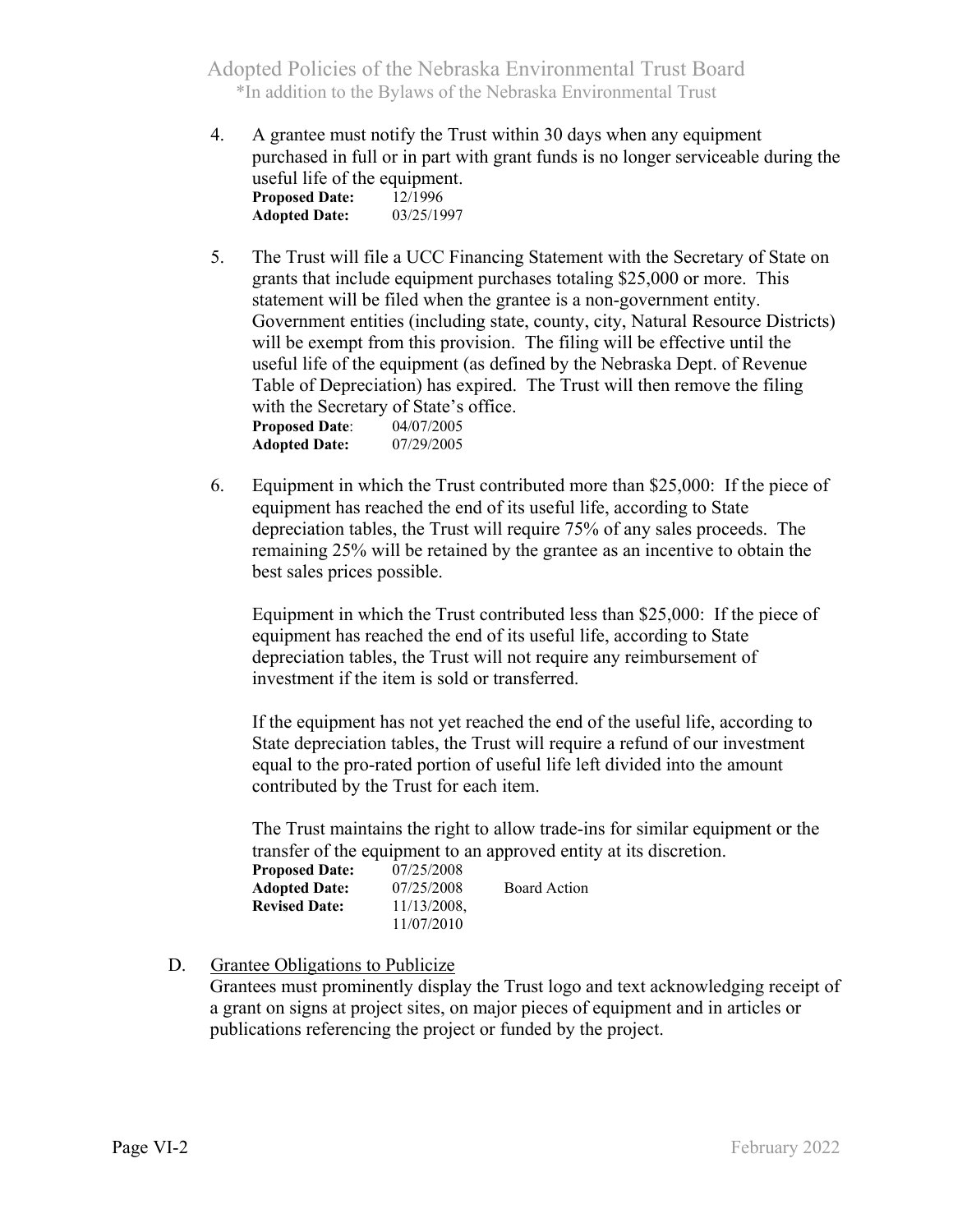4. A grantee must notify the Trust within 30 days when any equipment purchased in full or in part with grant funds is no longer serviceable during the useful life of the equipment.
   **Proposed Date:** 12/1996
   **Adopted Date:** 03/25/1997

5. The Trust will file a UCC Financing Statement with the Secretary of State on grants that include equipment purchases totaling $25,000 or more. This statement will be filed when the grantee is a non-government entity. Government entities (including state, county, city, Natural Resource Districts) will be exempt from this provision. The filing will be effective until the useful life of the equipment (as defined by the Nebraska Dept. of Revenue Table of Depreciation) has expired. The Trust will then remove the filing with the Secretary of State's office.
   **Proposed Date**: 04/07/2005
   **Adopted Date:** 07/29/2005

6. Equipment in which the Trust contributed more than $25,000: If the piece of equipment has reached the end of its useful life, according to State depreciation tables, the Trust will require 75% of any sales proceeds. The remaining 25% will be retained by the grantee as an incentive to obtain the best sales prices possible.

   Equipment in which the Trust contributed less than $25,000: If the piece of equipment has reached the end of its useful life, according to State depreciation tables, the Trust will not require any reimbursement of investment if the item is sold or transferred.

   If the equipment has not yet reached the end of the useful life, according to State depreciation tables, the Trust will require a refund of our investment equal to the pro-rated portion of useful life left divided into the amount contributed by the Trust for each item.

   The Trust maintains the right to allow trade-ins for similar equipment or the transfer of the equipment to an approved entity at its discretion.
   **Proposed Date:** 07/25/2008
   **Adopted Date:** 07/25/2008 Board Action
   **Revised Date:** 11/13/2008, 11/07/2010

D. Grantee Obligations to Publicize

Grantees must prominently display the Trust logo and text acknowledging receipt of a grant on signs at project sites, on major pieces of equipment and in articles or publications referencing the project or funded by the project.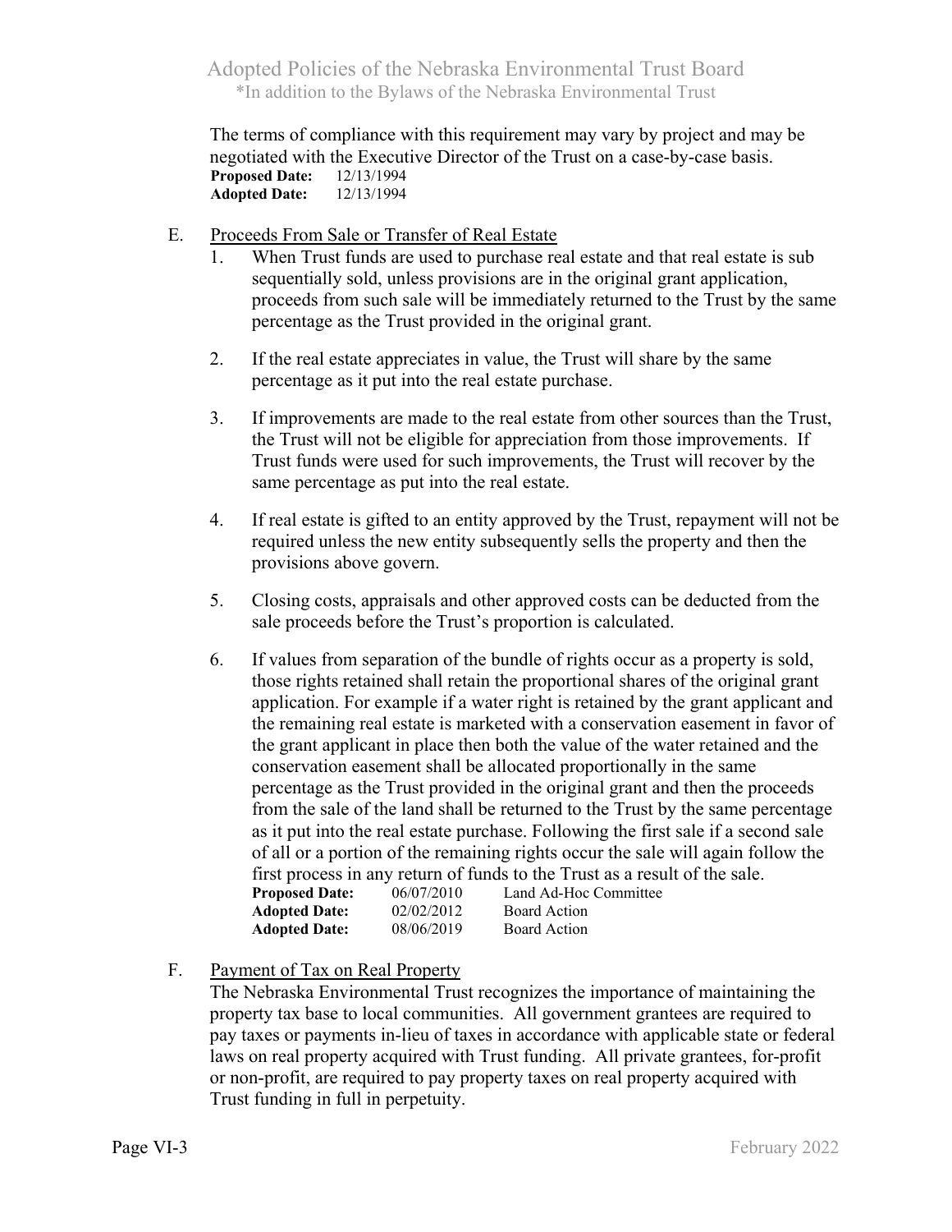The terms of compliance with this requirement may vary by project and may be negotiated with the Executive Director of the Trust on a case-by-case basis.
**Proposed Date:** 12/13/1994
**Adopted Date:** 12/13/1994

E. Proceeds From Sale or Transfer of Real Estate

1. When Trust funds are used to purchase real estate and that real estate is sub sequentially sold, unless provisions are in the original grant application, proceeds from such sale will be immediately returned to the Trust by the same percentage as the Trust provided in the original grant.

2. If the real estate appreciates in value, the Trust will share by the same percentage as it put into the real estate purchase.

3. If improvements are made to the real estate from other sources than the Trust, the Trust will not be eligible for appreciation from those improvements. If Trust funds were used for such improvements, the Trust will recover by the same percentage as put into the real estate.

4. If real estate is gifted to an entity approved by the Trust, repayment will not be required unless the new entity subsequently sells the property and then the provisions above govern.

5. Closing costs, appraisals and other approved costs can be deducted from the sale proceeds before the Trust's proportion is calculated.

6. If values from separation of the bundle of rights occur as a property is sold, those rights retained shall retain the proportional shares of the original grant application. For example if a water right is retained by the grant applicant and the remaining real estate is marketed with a conservation easement in favor of the grant applicant in place then both the value of the water retained and the conservation easement shall be allocated proportionally in the same percentage as the Trust provided in the original grant and then the proceeds from the sale of the land shall be returned to the Trust by the same percentage as it put into the real estate purchase. Following the first sale if a second sale of all or a portion of the remaining rights occur the sale will again follow the first process in any return of funds to the Trust as a result of the sale.

**Proposed Date:** 06/07/2010 Land Ad-Hoc Committee
**Adopted Date:** 02/02/2012 Board Action
**Adopted Date:** 08/06/2019 Board Action

F. Payment of Tax on Real Property

The Nebraska Environmental Trust recognizes the importance of maintaining the property tax base to local communities. All government grantees are required to pay taxes or payments in-lieu of taxes in accordance with applicable state or federal laws on real property acquired with Trust funding. All private grantees, for-profit or non-profit, are required to pay property taxes on real property acquired with Trust funding in full in perpetuity.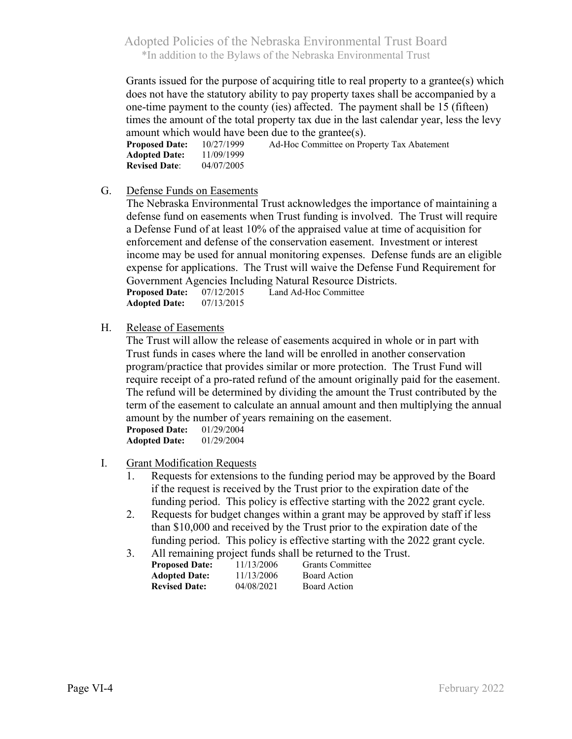Grants issued for the purpose of acquiring title to real property to a grantee(s) which does not have the statutory ability to pay property taxes shall be accompanied by a one-time payment to the county (ies) affected. The payment shall be 15 (fifteen) times the amount of the total property tax due in the last calendar year, less the levy amount which would have been due to the grantee(s).

**Proposed Date:** 10/27/1999 Ad-Hoc Committee on Property Tax Abatement
**Adopted Date:** 11/09/1999
**Revised Date**: 04/07/2005

G. <u>Defense Funds on Easements</u>

The Nebraska Environmental Trust acknowledges the importance of maintaining a defense fund on easements when Trust funding is involved. The Trust will require a Defense Fund of at least 10% of the appraised value at time of acquisition for enforcement and defense of the conservation easement. Investment or interest income may be used for annual monitoring expenses. Defense funds are an eligible expense for applications. The Trust will waive the Defense Fund Requirement for Government Agencies Including Natural Resource Districts.

**Proposed Date:** 07/12/2015 Land Ad-Hoc Committee
**Adopted Date:** 07/13/2015

H. <u>Release of Easements</u>

The Trust will allow the release of easements acquired in whole or in part with Trust funds in cases where the land will be enrolled in another conservation program/practice that provides similar or more protection. The Trust Fund will require receipt of a pro-rated refund of the amount originally paid for the easement. The refund will be determined by dividing the amount the Trust contributed by the term of the easement to calculate an annual amount and then multiplying the annual amount by the number of years remaining on the easement.

**Proposed Date:** 01/29/2004
**Adopted Date:** 01/29/2004

I. <u>Grant Modification Requests</u>

1. Requests for extensions to the funding period may be approved by the Board if the request is received by the Trust prior to the expiration date of the funding period. This policy is effective starting with the 2022 grant cycle.
2. Requests for budget changes within a grant may be approved by staff if less than $10,000 and received by the Trust prior to the expiration date of the funding period. This policy is effective starting with the 2022 grant cycle.
3. All remaining project funds shall be returned to the Trust.

**Proposed Date:** 11/13/2006 Grants Committee
**Adopted Date:** 11/13/2006 Board Action
**Revised Date:** 04/08/2021 Board Action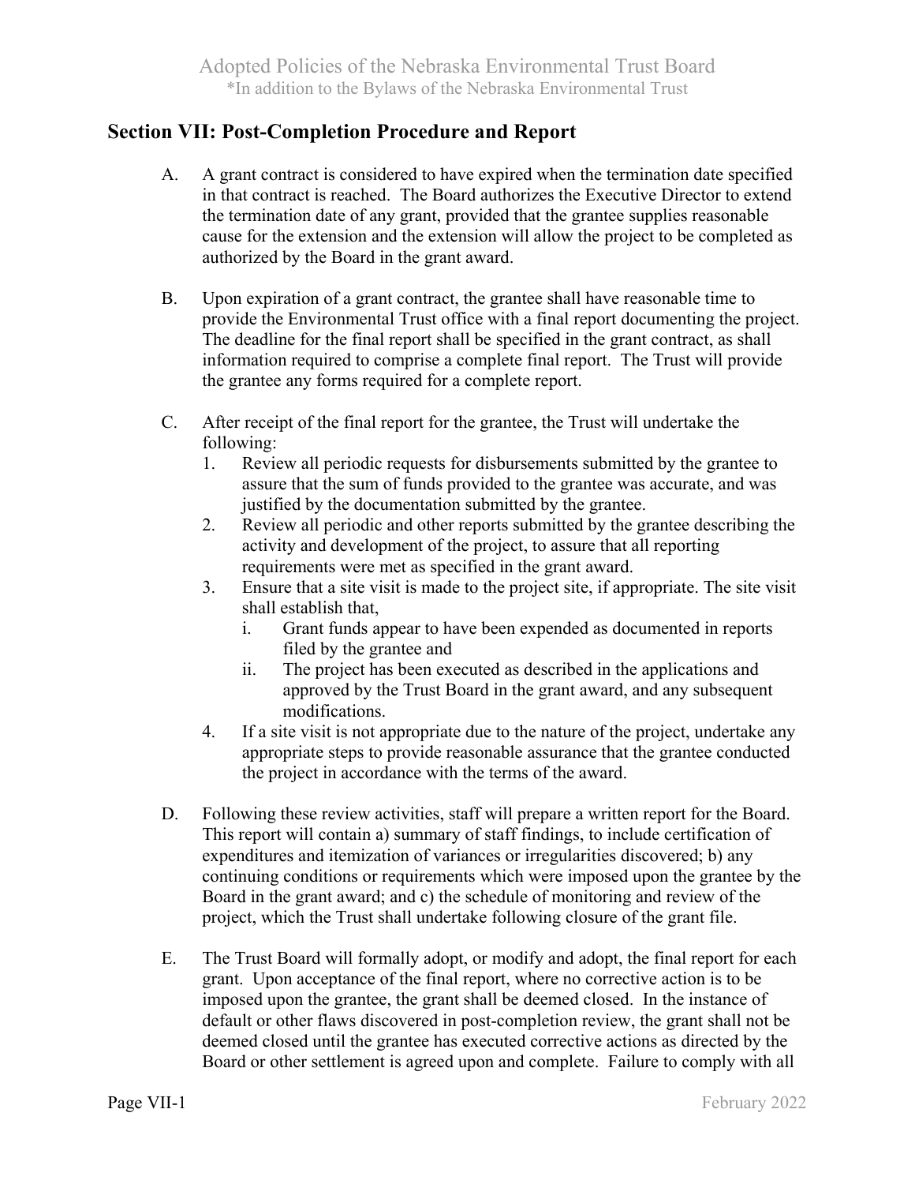## Section VII: Post-Completion Procedure and Report

A. A grant contract is considered to have expired when the termination date specified in that contract is reached. The Board authorizes the Executive Director to extend the termination date of any grant, provided that the grantee supplies reasonable cause for the extension and the extension will allow the project to be completed as authorized by the Board in the grant award.

B. Upon expiration of a grant contract, the grantee shall have reasonable time to provide the Environmental Trust office with a final report documenting the project. The deadline for the final report shall be specified in the grant contract, as shall information required to comprise a complete final report. The Trust will provide the grantee any forms required for a complete report.

C. After receipt of the final report for the grantee, the Trust will undertake the following:
   1. Review all periodic requests for disbursements submitted by the grantee to assure that the sum of funds provided to the grantee was accurate, and was justified by the documentation submitted by the grantee.
   2. Review all periodic and other reports submitted by the grantee describing the activity and development of the project, to assure that all reporting requirements were met as specified in the grant award.
   3. Ensure that a site visit is made to the project site, if appropriate. The site visit shall establish that,
      i. Grant funds appear to have been expended as documented in reports filed by the grantee and
      ii. The project has been executed as described in the applications and approved by the Trust Board in the grant award, and any subsequent modifications.
   4. If a site visit is not appropriate due to the nature of the project, undertake any appropriate steps to provide reasonable assurance that the grantee conducted the project in accordance with the terms of the award.

D. Following these review activities, staff will prepare a written report for the Board. This report will contain a) summary of staff findings, to include certification of expenditures and itemization of variances or irregularities discovered; b) any continuing conditions or requirements which were imposed upon the grantee by the Board in the grant award; and c) the schedule of monitoring and review of the project, which the Trust shall undertake following closure of the grant file.

E. The Trust Board will formally adopt, or modify and adopt, the final report for each grant. Upon acceptance of the final report, where no corrective action is to be imposed upon the grantee, the grant shall be deemed closed. In the instance of default or other flaws discovered in post-completion review, the grant shall not be deemed closed until the grantee has executed corrective actions as directed by the Board or other settlement is agreed upon and complete. Failure to comply with all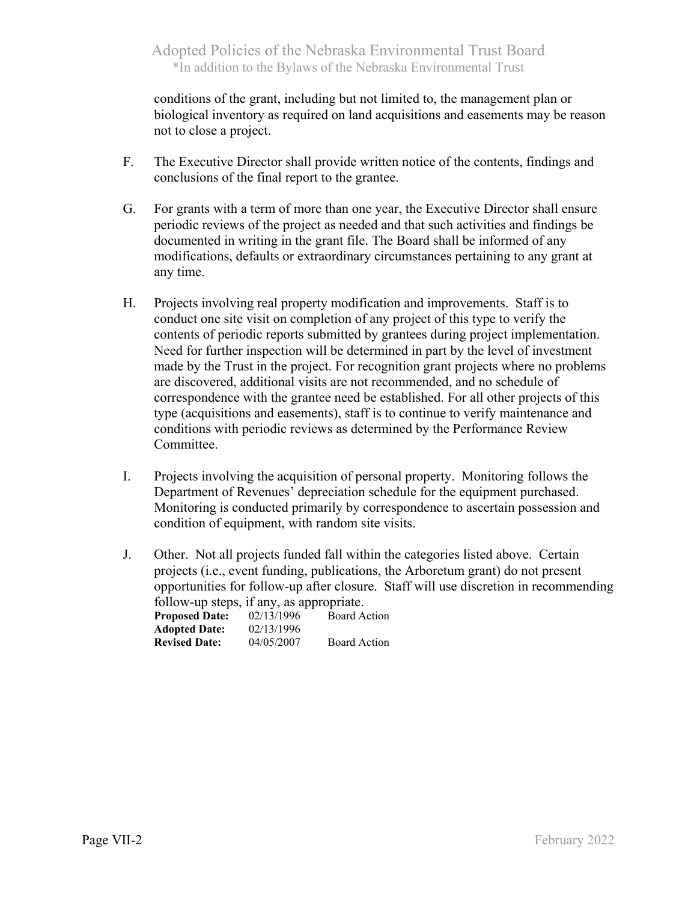conditions of the grant, including but not limited to, the management plan or biological inventory as required on land acquisitions and easements may be reason not to close a project.

F. The Executive Director shall provide written notice of the contents, findings and conclusions of the final report to the grantee.

G. For grants with a term of more than one year, the Executive Director shall ensure periodic reviews of the project as needed and that such activities and findings be documented in writing in the grant file. The Board shall be informed of any modifications, defaults or extraordinary circumstances pertaining to any grant at any time.

H. Projects involving real property modification and improvements. Staff is to conduct one site visit on completion of any project of this type to verify the contents of periodic reports submitted by grantees during project implementation. Need for further inspection will be determined in part by the level of investment made by the Trust in the project. For recognition grant projects where no problems are discovered, additional visits are not recommended, and no schedule of correspondence with the grantee need be established. For all other projects of this type (acquisitions and easements), staff is to continue to verify maintenance and conditions with periodic reviews as determined by the Performance Review Committee.

I. Projects involving the acquisition of personal property. Monitoring follows the Department of Revenues' depreciation schedule for the equipment purchased. Monitoring is conducted primarily by correspondence to ascertain possession and condition of equipment, with random site visits.

J. Other. Not all projects funded fall within the categories listed above. Certain projects (i.e., event funding, publications, the Arboretum grant) do not present opportunities for follow-up after closure. Staff will use discretion in recommending follow-up steps, if any, as appropriate.

| | | |
|---|---|---|
| **Proposed Date:** | 02/13/1996 | Board Action |
| **Adopted Date:** | 02/13/1996 | |
| **Revised Date:** | 04/05/2007 | Board Action |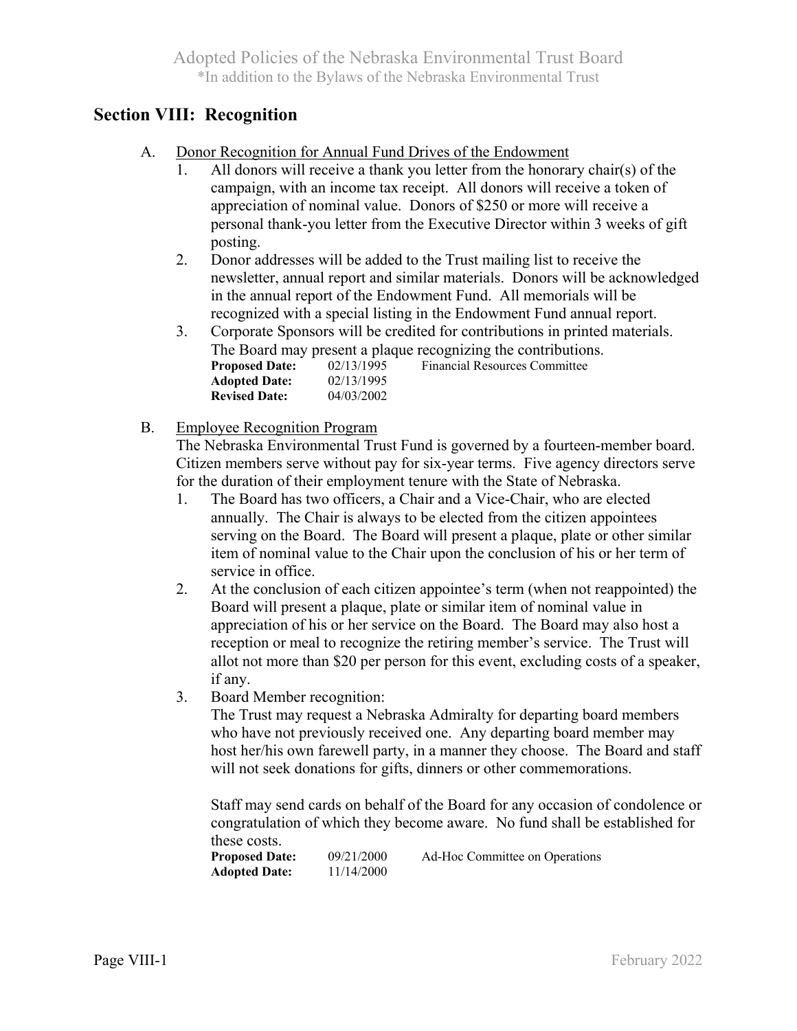## Section VIII: Recognition

A. <u>Donor Recognition for Annual Fund Drives of the Endowment</u>

1. All donors will receive a thank you letter from the honorary chair(s) of the campaign, with an income tax receipt. All donors will receive a token of appreciation of nominal value. Donors of $250 or more will receive a personal thank-you letter from the Executive Director within 3 weeks of gift posting.
2. Donor addresses will be added to the Trust mailing list to receive the newsletter, annual report and similar materials. Donors will be acknowledged in the annual report of the Endowment Fund. All memorials will be recognized with a special listing in the Endowment Fund annual report.
3. Corporate Sponsors will be credited for contributions in printed materials. The Board may present a plaque recognizing the contributions.

**Proposed Date:** 02/13/1995 Financial Resources Committee
**Adopted Date:** 02/13/1995
**Revised Date:** 04/03/2002

B. <u>Employee Recognition Program</u>

The Nebraska Environmental Trust Fund is governed by a fourteen-member board. Citizen members serve without pay for six-year terms. Five agency directors serve for the duration of their employment tenure with the State of Nebraska.

1. The Board has two officers, a Chair and a Vice-Chair, who are elected annually. The Chair is always to be elected from the citizen appointees serving on the Board. The Board will present a plaque, plate or other similar item of nominal value to the Chair upon the conclusion of his or her term of service in office.
2. At the conclusion of each citizen appointee's term (when not reappointed) the Board will present a plaque, plate or similar item of nominal value in appreciation of his or her service on the Board. The Board may also host a reception or meal to recognize the retiring member's service. The Trust will allot not more than $20 per person for this event, excluding costs of a speaker, if any.
3. Board Member recognition:
   The Trust may request a Nebraska Admiralty for departing board members who have not previously received one. Any departing board member may host her/his own farewell party, in a manner they choose. The Board and staff will not seek donations for gifts, dinners or other commemorations.

   Staff may send cards on behalf of the Board for any occasion of condolence or congratulation of which they become aware. No fund shall be established for these costs.

**Proposed Date:** 09/21/2000 Ad-Hoc Committee on Operations
**Adopted Date:** 11/14/2000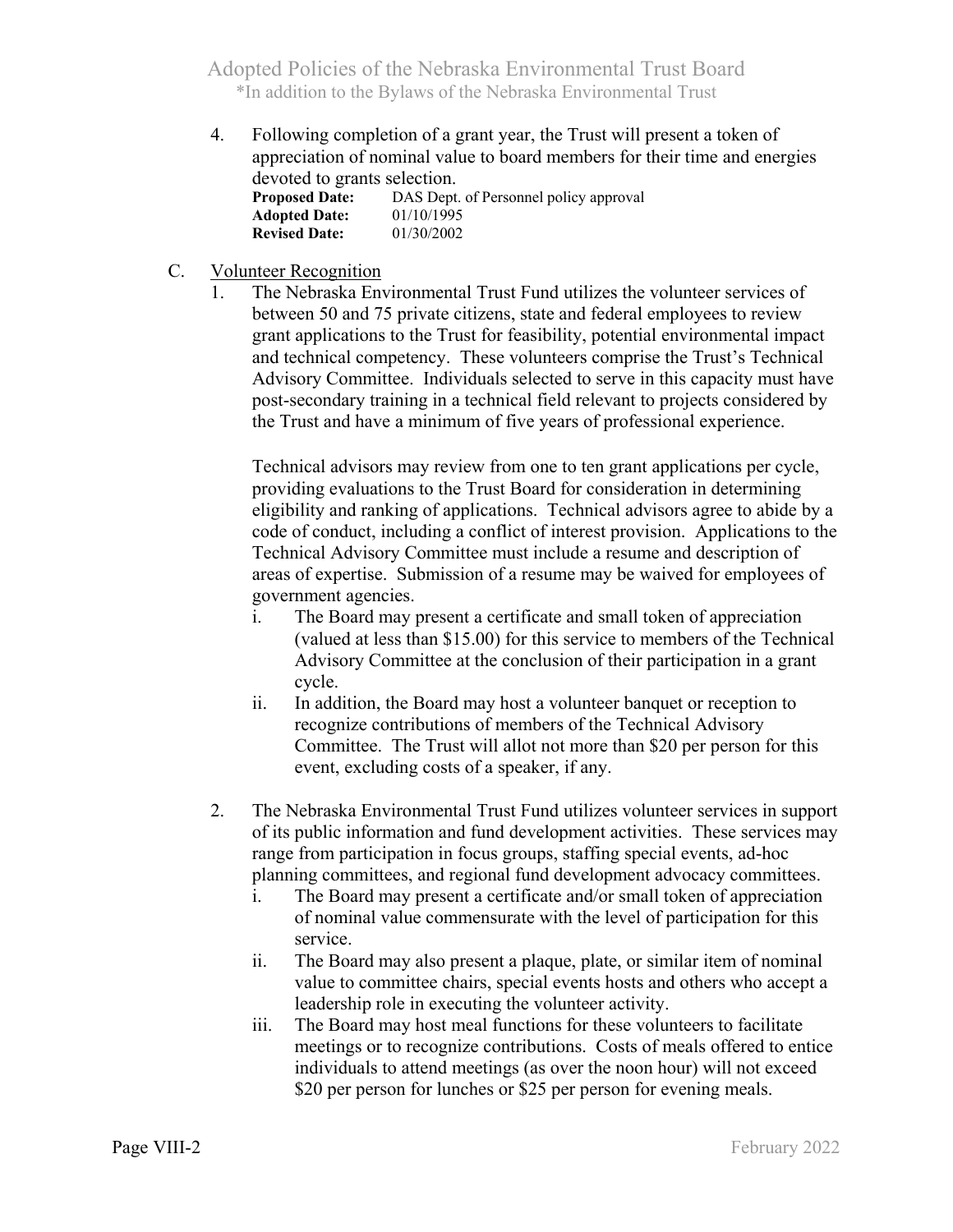4. Following completion of a grant year, the Trust will present a token of appreciation of nominal value to board members for their time and energies devoted to grants selection.

   **Proposed Date:** DAS Dept. of Personnel policy approval
   **Adopted Date:** 01/10/1995
   **Revised Date:** 01/30/2002

C. <u>Volunteer Recognition</u>

1. The Nebraska Environmental Trust Fund utilizes the volunteer services of between 50 and 75 private citizens, state and federal employees to review grant applications to the Trust for feasibility, potential environmental impact and technical competency. These volunteers comprise the Trust's Technical Advisory Committee. Individuals selected to serve in this capacity must have post-secondary training in a technical field relevant to projects considered by the Trust and have a minimum of five years of professional experience.

   Technical advisors may review from one to ten grant applications per cycle, providing evaluations to the Trust Board for consideration in determining eligibility and ranking of applications. Technical advisors agree to abide by a code of conduct, including a conflict of interest provision. Applications to the Technical Advisory Committee must include a resume and description of areas of expertise. Submission of a resume may be waived for employees of government agencies.

   i. The Board may present a certificate and small token of appreciation (valued at less than $15.00) for this service to members of the Technical Advisory Committee at the conclusion of their participation in a grant cycle.

   ii. In addition, the Board may host a volunteer banquet or reception to recognize contributions of members of the Technical Advisory Committee. The Trust will allot not more than $20 per person for this event, excluding costs of a speaker, if any.

2. The Nebraska Environmental Trust Fund utilizes volunteer services in support of its public information and fund development activities. These services may range from participation in focus groups, staffing special events, ad-hoc planning committees, and regional fund development advocacy committees.

   i. The Board may present a certificate and/or small token of appreciation of nominal value commensurate with the level of participation for this service.

   ii. The Board may also present a plaque, plate, or similar item of nominal value to committee chairs, special events hosts and others who accept a leadership role in executing the volunteer activity.

   iii. The Board may host meal functions for these volunteers to facilitate meetings or to recognize contributions. Costs of meals offered to entice individuals to attend meetings (as over the noon hour) will not exceed $20 per person for lunches or $25 per person for evening meals.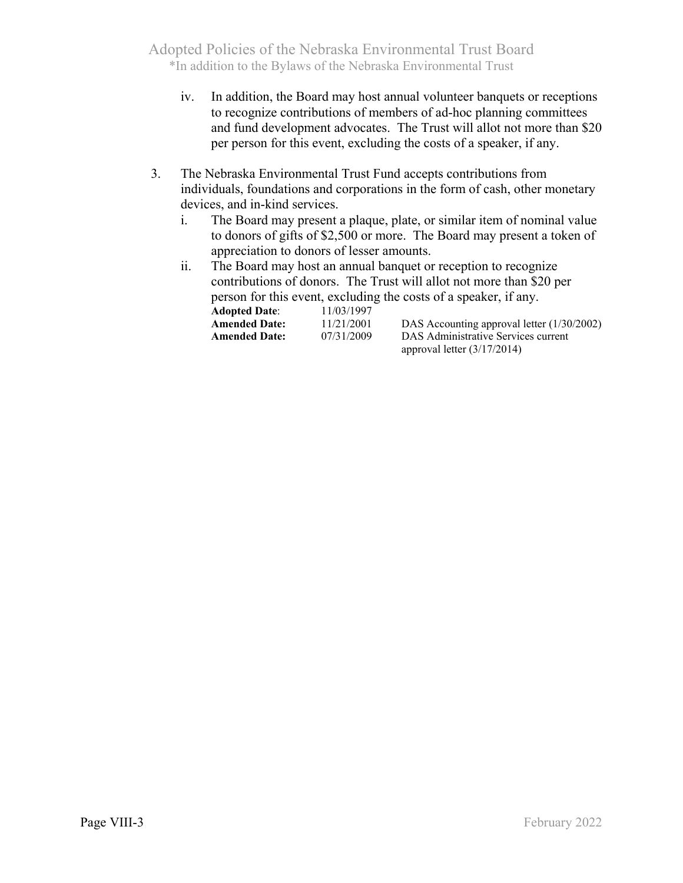iv. In addition, the Board may host annual volunteer banquets or receptions to recognize contributions of members of ad-hoc planning committees and fund development advocates. The Trust will allot not more than $20 per person for this event, excluding the costs of a speaker, if any.

3. The Nebraska Environmental Trust Fund accepts contributions from individuals, foundations and corporations in the form of cash, other monetary devices, and in-kind services.
   i. The Board may present a plaque, plate, or similar item of nominal value to donors of gifts of $2,500 or more. The Board may present a token of appreciation to donors of lesser amounts.
   ii. The Board may host an annual banquet or reception to recognize contributions of donors. The Trust will allot not more than $20 per person for this event, excluding the costs of a speaker, if any.

| | | |
|---|---|---|
| **Adopted Date**: | 11/03/1997 | |
| **Amended Date:** | 11/21/2001 | DAS Accounting approval letter (1/30/2002) |
| **Amended Date:** | 07/31/2009 | DAS Administrative Services current approval letter (3/17/2014) |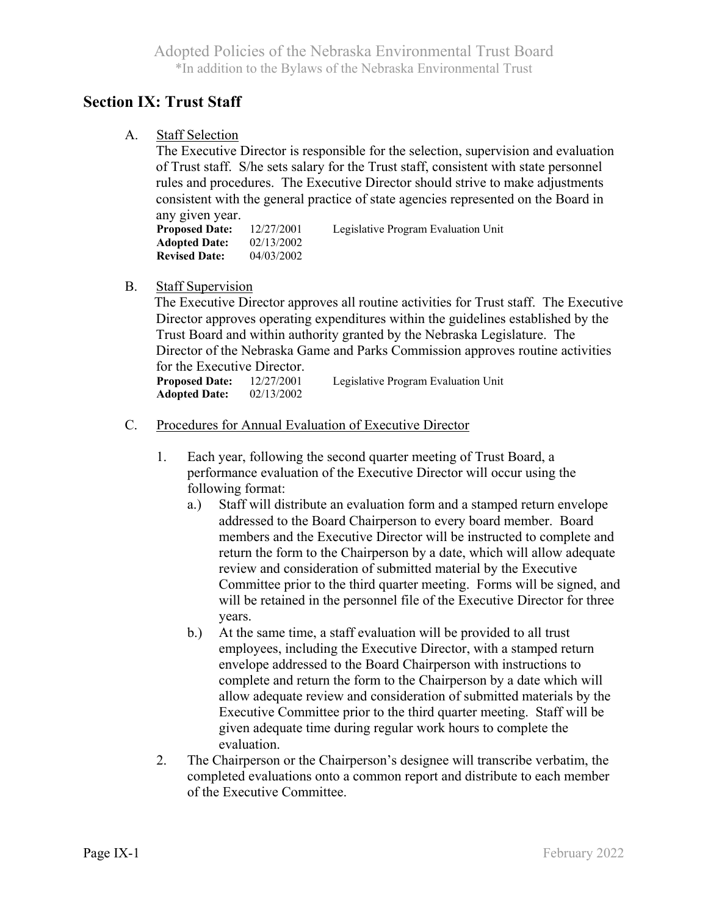## Section IX: Trust Staff

A. Staff Selection

The Executive Director is responsible for the selection, supervision and evaluation of Trust staff. S/he sets salary for the Trust staff, consistent with state personnel rules and procedures. The Executive Director should strive to make adjustments consistent with the general practice of state agencies represented on the Board in any given year.

**Proposed Date:** 12/27/2001 Legislative Program Evaluation Unit
**Adopted Date:** 02/13/2002
**Revised Date:** 04/03/2002

B. Staff Supervision

The Executive Director approves all routine activities for Trust staff. The Executive Director approves operating expenditures within the guidelines established by the Trust Board and within authority granted by the Nebraska Legislature. The Director of the Nebraska Game and Parks Commission approves routine activities for the Executive Director.

**Proposed Date:** 12/27/2001 Legislative Program Evaluation Unit
**Adopted Date:** 02/13/2002

C. Procedures for Annual Evaluation of Executive Director

1. Each year, following the second quarter meeting of Trust Board, a performance evaluation of the Executive Director will occur using the following format:
   - a.) Staff will distribute an evaluation form and a stamped return envelope addressed to the Board Chairperson to every board member. Board members and the Executive Director will be instructed to complete and return the form to the Chairperson by a date, which will allow adequate review and consideration of submitted material by the Executive Committee prior to the third quarter meeting. Forms will be signed, and will be retained in the personnel file of the Executive Director for three years.
   - b.) At the same time, a staff evaluation will be provided to all trust employees, including the Executive Director, with a stamped return envelope addressed to the Board Chairperson with instructions to complete and return the form to the Chairperson by a date which will allow adequate review and consideration of submitted materials by the Executive Committee prior to the third quarter meeting. Staff will be given adequate time during regular work hours to complete the evaluation.
2. The Chairperson or the Chairperson's designee will transcribe verbatim, the completed evaluations onto a common report and distribute to each member of the Executive Committee.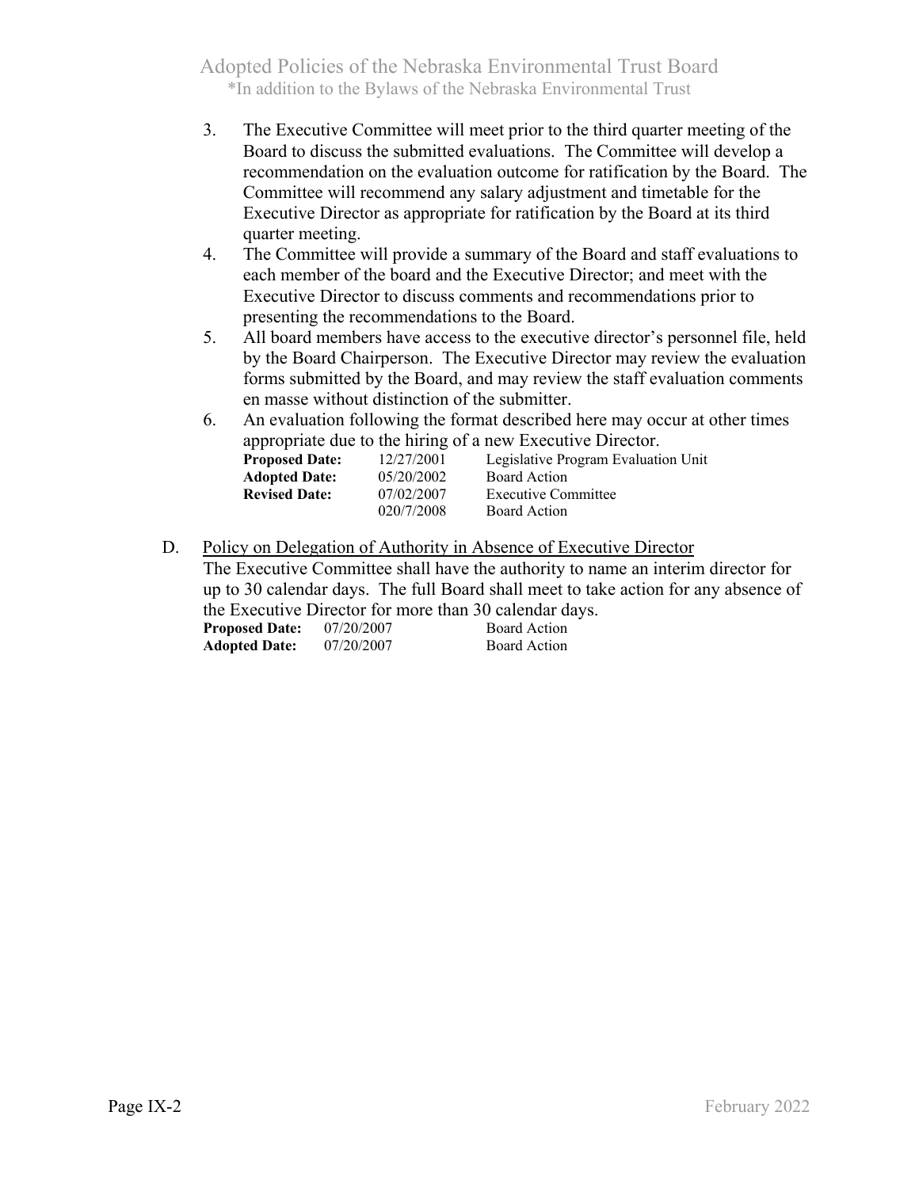3. The Executive Committee will meet prior to the third quarter meeting of the Board to discuss the submitted evaluations. The Committee will develop a recommendation on the evaluation outcome for ratification by the Board. The Committee will recommend any salary adjustment and timetable for the Executive Director as appropriate for ratification by the Board at its third quarter meeting.
4. The Committee will provide a summary of the Board and staff evaluations to each member of the board and the Executive Director; and meet with the Executive Director to discuss comments and recommendations prior to presenting the recommendations to the Board.
5. All board members have access to the executive director's personnel file, held by the Board Chairperson. The Executive Director may review the evaluation forms submitted by the Board, and may review the staff evaluation comments en masse without distinction of the submitter.
6. An evaluation following the format described here may occur at other times appropriate due to the hiring of a new Executive Director.

| | | |
|---|---|---|
| **Proposed Date:** | 12/27/2001 | Legislative Program Evaluation Unit |
| **Adopted Date:** | 05/20/2002 | Board Action |
| **Revised Date:** | 07/02/2007 | Executive Committee |
| | 020/7/2008 | Board Action |

D. <u>Policy on Delegation of Authority in Absence of Executive Director</u>

The Executive Committee shall have the authority to name an interim director for up to 30 calendar days. The full Board shall meet to take action for any absence of the Executive Director for more than 30 calendar days.

| | | |
|---|---|---|
| **Proposed Date:** | 07/20/2007 | Board Action |
| **Adopted Date:** | 07/20/2007 | Board Action |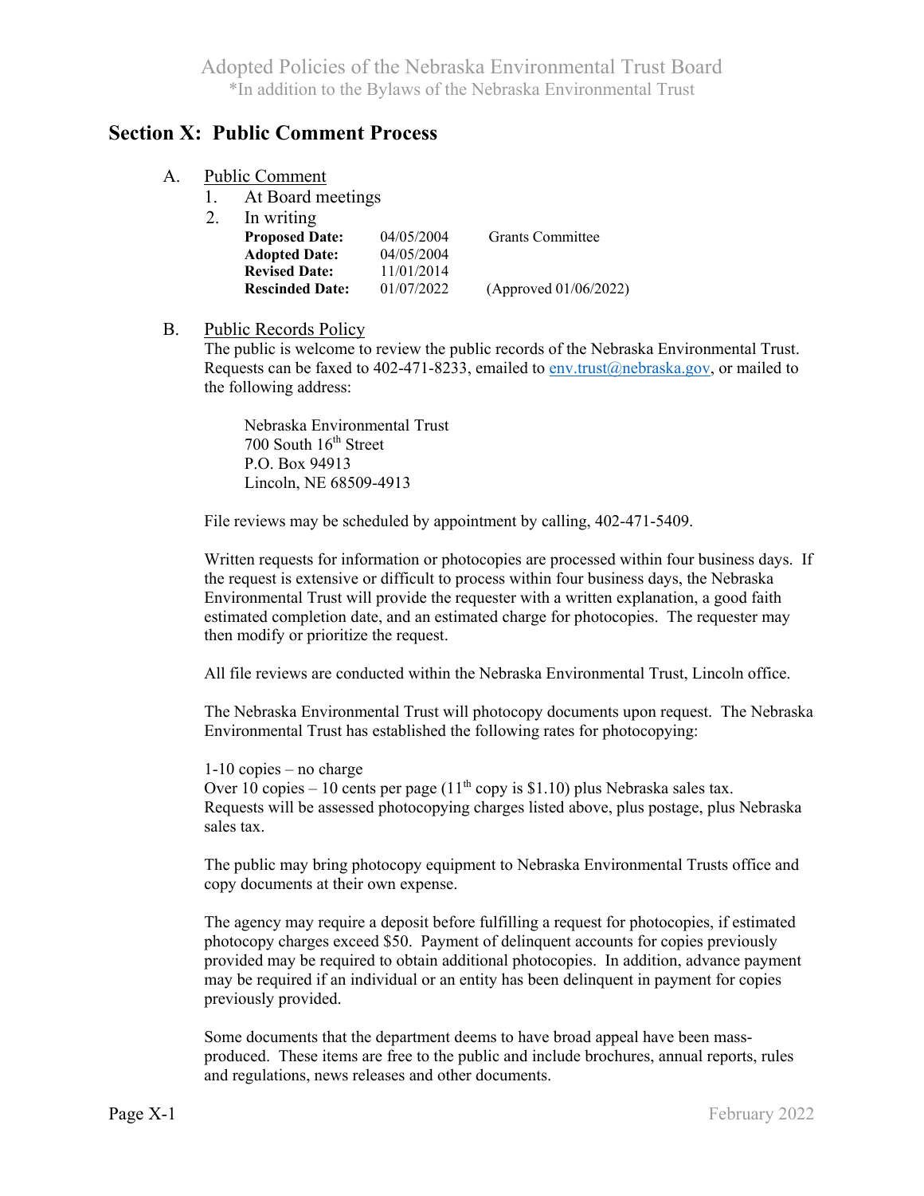## Section X: Public Comment Process

A. Public Comment

1. At Board meetings
2. In writing

| | | |
|---|---|---|
| **Proposed Date:** | 04/05/2004 | Grants Committee |
| **Adopted Date:** | 04/05/2004 | |
| **Revised Date:** | 11/01/2014 | |
| **Rescinded Date:** | 01/07/2022 | (Approved 01/06/2022) |

B. Public Records Policy

The public is welcome to review the public records of the Nebraska Environmental Trust. Requests can be faxed to 402-471-8233, emailed to env.trust@nebraska.gov, or mailed to the following address:

Nebraska Environmental Trust
700 South 16th Street
P.O. Box 94913
Lincoln, NE 68509-4913

File reviews may be scheduled by appointment by calling, 402-471-5409.

Written requests for information or photocopies are processed within four business days. If the request is extensive or difficult to process within four business days, the Nebraska Environmental Trust will provide the requester with a written explanation, a good faith estimated completion date, and an estimated charge for photocopies. The requester may then modify or prioritize the request.

All file reviews are conducted within the Nebraska Environmental Trust, Lincoln office.

The Nebraska Environmental Trust will photocopy documents upon request. The Nebraska Environmental Trust has established the following rates for photocopying:

1-10 copies – no charge
Over 10 copies – 10 cents per page (11th copy is $1.10) plus Nebraska sales tax.
Requests will be assessed photocopying charges listed above, plus postage, plus Nebraska sales tax.

The public may bring photocopy equipment to Nebraska Environmental Trusts office and copy documents at their own expense.

The agency may require a deposit before fulfilling a request for photocopies, if estimated photocopy charges exceed $50. Payment of delinquent accounts for copies previously provided may be required to obtain additional photocopies. In addition, advance payment may be required if an individual or an entity has been delinquent in payment for copies previously provided.

Some documents that the department deems to have broad appeal have been mass-produced. These items are free to the public and include brochures, annual reports, rules and regulations, news releases and other documents.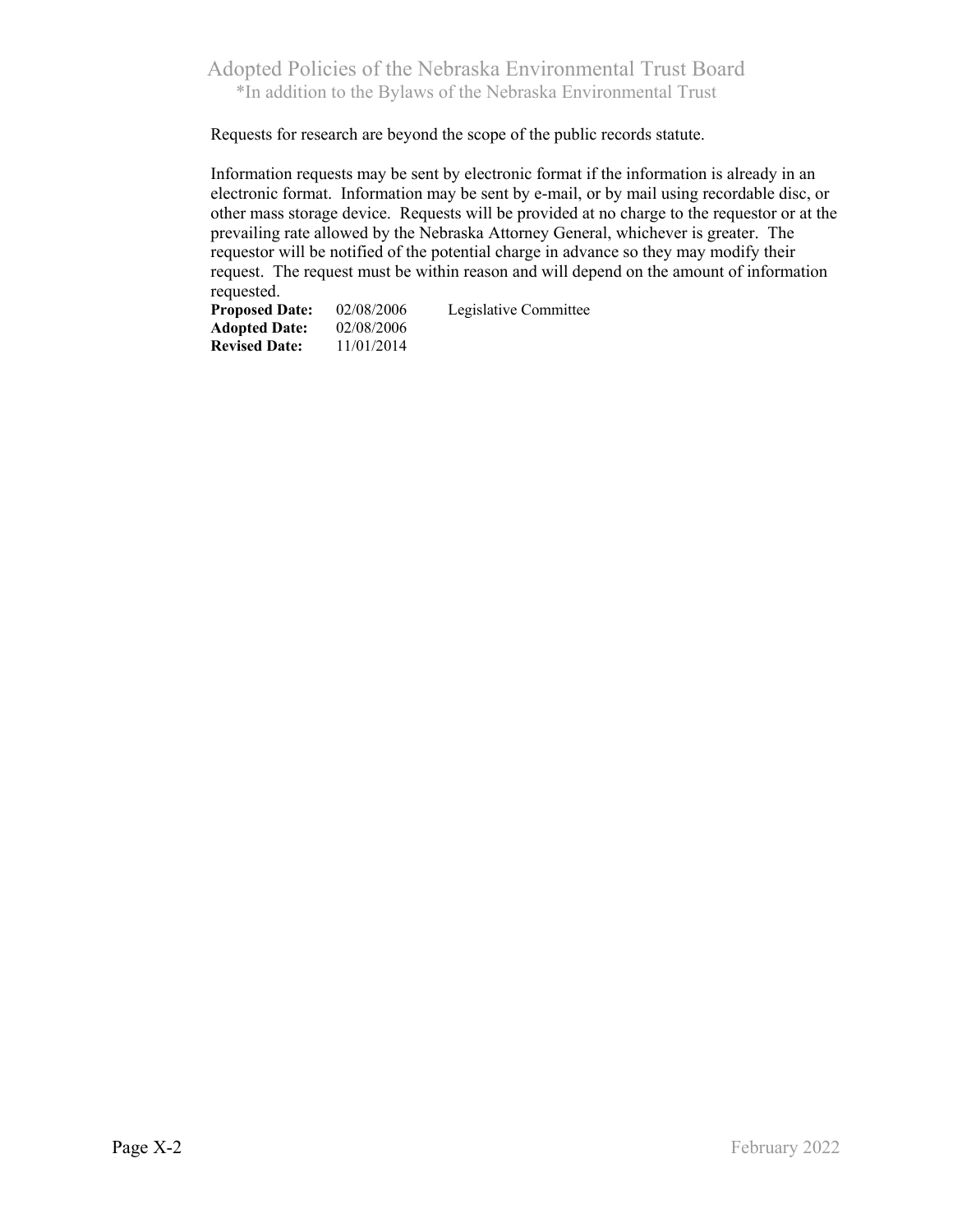Requests for research are beyond the scope of the public records statute.

Information requests may be sent by electronic format if the information is already in an electronic format. Information may be sent by e-mail, or by mail using recordable disc, or other mass storage device. Requests will be provided at no charge to the requestor or at the prevailing rate allowed by the Nebraska Attorney General, whichever is greater. The requestor will be notified of the potential charge in advance so they may modify their request. The request must be within reason and will depend on the amount of information requested.

| | | |
|---|---|---|
| **Proposed Date:** | 02/08/2006 | Legislative Committee |
| **Adopted Date:** | 02/08/2006 | |
| **Revised Date:** | 11/01/2014 | |